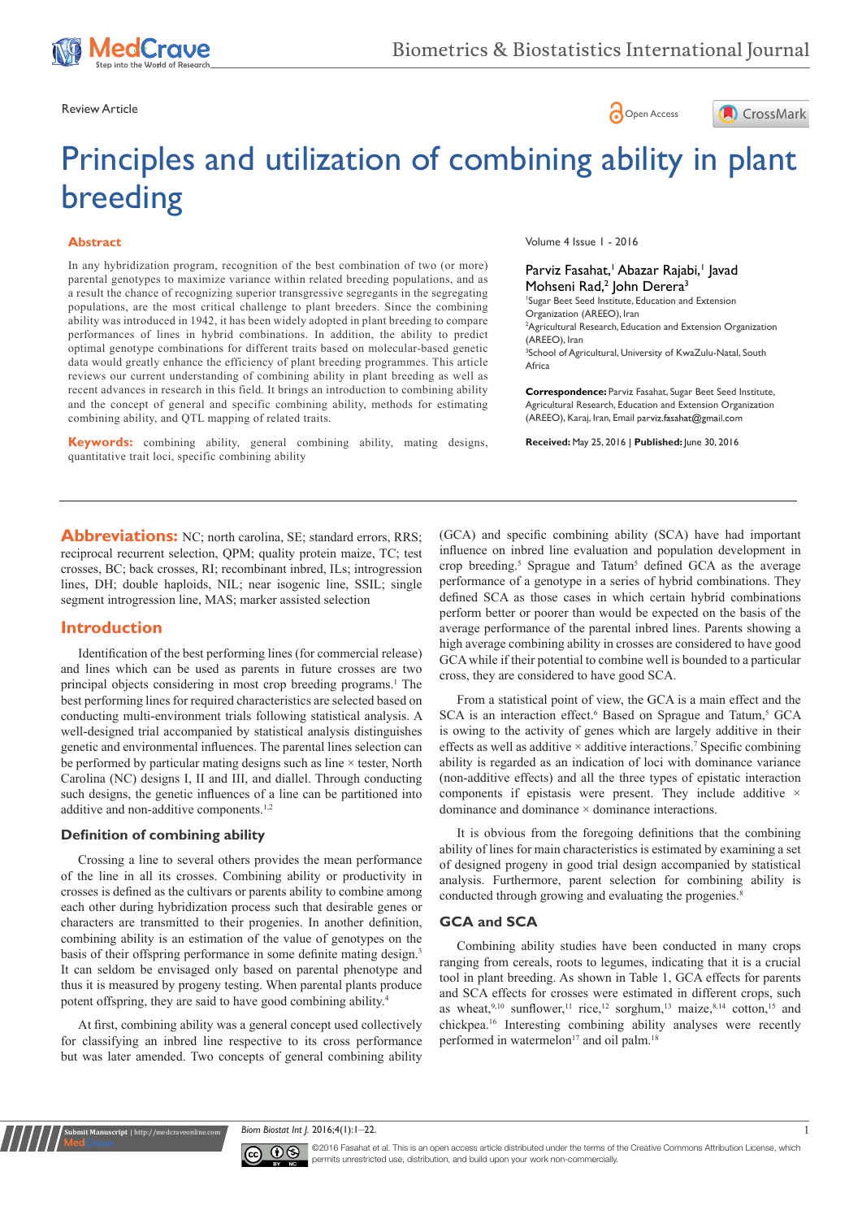Review Article

# Principles and utilization of combining ability in plant breeding

## Abstract

In any hybridization program, recognition of the best combination of two (or more) parental genotypes to maximize variance within related breeding populations, and as a result the chance of recognizing superior transgressive segregants in the segregating populations, are the most critical challenge to plant breeders. Since the combining ability was introduced in 1942, it has been widely adopted in plant breeding to compare performances of lines in hybrid combinations. In addition, the ability to predict optimal genotype combinations for different traits based on molecular-based genetic data would greatly enhance the efficiency of plant breeding programmes. This article reviews our current understanding of combining ability in plant breeding as well as recent advances in research in this field. It brings an introduction to combining ability and the concept of general and specific combining ability, methods for estimating combining ability, and QTL mapping of related traits.

**Keywords:** combining ability, general combining ability, mating designs, quantitative trait loci, specific combining ability

Volume 4 Issue 1 - 2016

Parviz Fasahat,[1] Abazar Rajabi,[1] Javad Mohseni Rad,[2] John Derera[3]

[1]Sugar Beet Seed Institute, Education and Extension Organization (AREEO), Iran
[2]Agricultural Research, Education and Extension Organization (AREEO), Iran
[3]School of Agricultural, University of KwaZulu-Natal, South Africa

**Correspondence:** Parviz Fasahat, Sugar Beet Seed Institute, Agricultural Research, Education and Extension Organization (AREEO), Karaj, Iran, Email parviz.fasahat@gmail.com

**Received:** May 25, 2016 | **Published:** June 30, 2016

**Abbreviations:** NC; north carolina, SE; standard errors, RRS; reciprocal recurrent selection, QPM; quality protein maize, TC; test crosses, BC; back crosses, RI; recombinant inbred, ILs; introgression lines, DH; double haploids, NIL; near isogenic line, SSIL; single segment introgression line, MAS; marker assisted selection

## Introduction

Identification of the best performing lines (for commercial release) and lines which can be used as parents in future crosses are two principal objects considering in most crop breeding programs.[1] The best performing lines for required characteristics are selected based on conducting multi-environment trials following statistical analysis. A well-designed trial accompanied by statistical analysis distinguishes genetic and environmental influences. The parental lines selection can be performed by particular mating designs such as line × tester, North Carolina (NC) designs I, II and III, and diallel. Through conducting such designs, the genetic influences of a line can be partitioned into additive and non-additive components.[1,2]

### Definition of combining ability

Crossing a line to several others provides the mean performance of the line in all its crosses. Combining ability or productivity in crosses is defined as the cultivars or parents ability to combine among each other during hybridization process such that desirable genes or characters are transmitted to their progenies. In another definition, combining ability is an estimation of the value of genotypes on the basis of their offspring performance in some definite mating design.[3] It can seldom be envisaged only based on parental phenotype and thus it is measured by progeny testing. When parental plants produce potent offspring, they are said to have good combining ability.[4]

At first, combining ability was a general concept used collectively for classifying an inbred line respective to its cross performance but was later amended. Two concepts of general combining ability (GCA) and specific combining ability (SCA) have had important influence on inbred line evaluation and population development in crop breeding.[5] Sprague and Tatum[5] defined GCA as the average performance of a genotype in a series of hybrid combinations. They defined SCA as those cases in which certain hybrid combinations perform better or poorer than would be expected on the basis of the average performance of the parental inbred lines. Parents showing a high average combining ability in crosses are considered to have good GCA while if their potential to combine well is bounded to a particular cross, they are considered to have good SCA.

From a statistical point of view, the GCA is a main effect and the SCA is an interaction effect.[6] Based on Sprague and Tatum,[5] GCA is owing to the activity of genes which are largely additive in their effects as well as additive × additive interactions.[7] Specific combining ability is regarded as an indication of loci with dominance variance (non-additive effects) and all the three types of epistatic interaction components if epistasis were present. They include additive × dominance and dominance × dominance interactions.

It is obvious from the foregoing definitions that the combining ability of lines for main characteristics is estimated by examining a set of designed progeny in good trial design accompanied by statistical analysis. Furthermore, parent selection for combining ability is conducted through growing and evaluating the progenies.[8]

### GCA and SCA

Combining ability studies have been conducted in many crops ranging from cereals, roots to legumes, indicating that it is a crucial tool in plant breeding. As shown in Table 1, GCA effects for parents and SCA effects for crosses were estimated in different crops, such as wheat,[9,10] sunflower,[11] rice,[12] sorghum,[13] maize,[8,14] cotton,[15] and chickpea.[16] Interesting combining ability analyses were recently performed in watermelon[17] and oil palm.[18]

©2016 Fasahat et al. This is an open access article distributed under the terms of the Creative Commons Attribution License, which permits unrestricted use, distribution, and build upon your work non-commercially.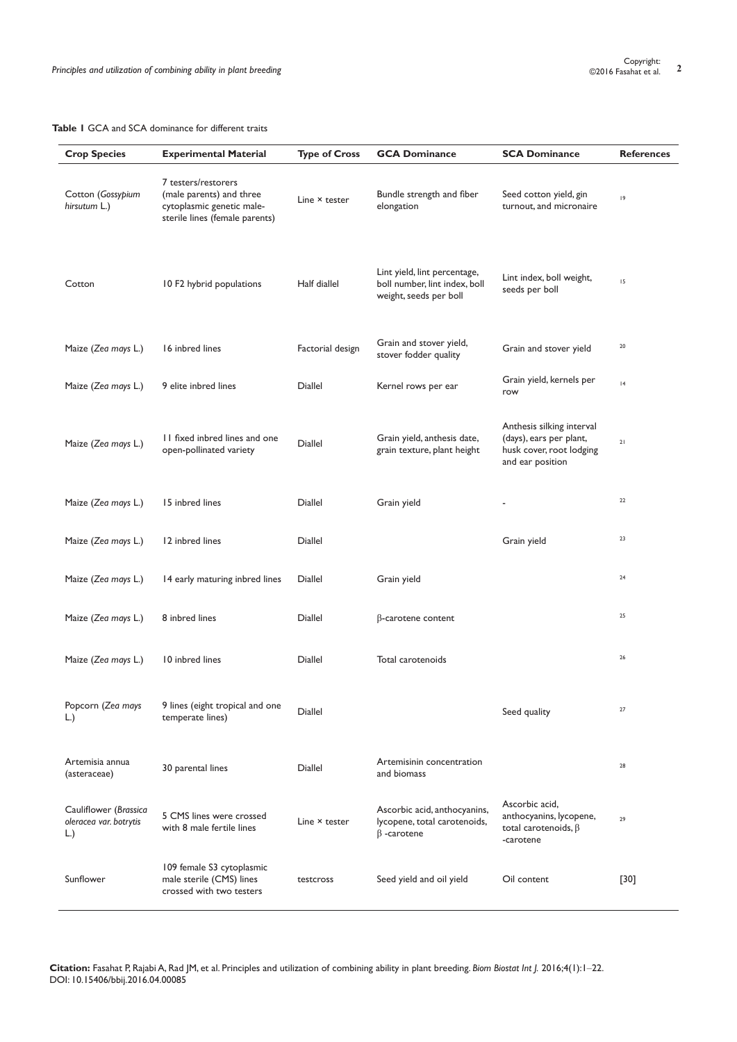**Table 1** GCA and SCA dominance for different traits

| Crop Species | Experimental Material | Type of Cross | GCA Dominance | SCA Dominance | References |
|---|---|---|---|---|---|
| Cotton (*Gossypium hirsutum* L.) | 7 testers/restorers (male parents) and three cytoplasmic genetic male-sterile lines (female parents) | Line × tester | Bundle strength and fiber elongation | Seed cotton yield, gin turnout, and micronaire | 19 |
| Cotton | 10 F2 hybrid populations | Half diallel | Lint yield, lint percentage, boll number, lint index, boll weight, seeds per boll | Lint index, boll weight, seeds per boll | 15 |
| Maize (*Zea mays* L.) | 16 inbred lines | Factorial design | Grain and stover yield, stover fodder quality | Grain and stover yield | 20 |
| Maize (*Zea mays* L.) | 9 elite inbred lines | Diallel | Kernel rows per ear | Grain yield, kernels per row | 14 |
| Maize (*Zea mays* L.) | 11 fixed inbred lines and one open-pollinated variety | Diallel | Grain yield, anthesis date, grain texture, plant height | Anthesis silking interval (days), ears per plant, husk cover, root lodging and ear position | 21 |
| Maize (*Zea mays* L.) | 15 inbred lines | Diallel | Grain yield | - | 22 |
| Maize (*Zea mays* L.) | 12 inbred lines | Diallel | | Grain yield | 23 |
| Maize (*Zea mays* L.) | 14 early maturing inbred lines | Diallel | Grain yield | | 24 |
| Maize (*Zea mays* L.) | 8 inbred lines | Diallel | β-carotene content | | 25 |
| Maize (*Zea mays* L.) | 10 inbred lines | Diallel | Total carotenoids | | 26 |
| Popcorn (*Zea mays* L.) | 9 lines (eight tropical and one temperate lines) | Diallel | | Seed quality | 27 |
| Artemisia annua (asteraceae) | 30 parental lines | Diallel | Artemisinin concentration and biomass | | 28 |
| Cauliflower (*Brassica oleracea var. botrytis* L.) | 5 CMS lines were crossed with 8 male fertile lines | Line × tester | Ascorbic acid, anthocyanins, lycopene, total carotenoids, β -carotene | Ascorbic acid, anthocyanins, lycopene, total carotenoids, β -carotene | 29 |
| Sunflower | 109 female S3 cytoplasmic male sterile (CMS) lines crossed with two testers | testcross | Seed yield and oil yield | Oil content | [30] |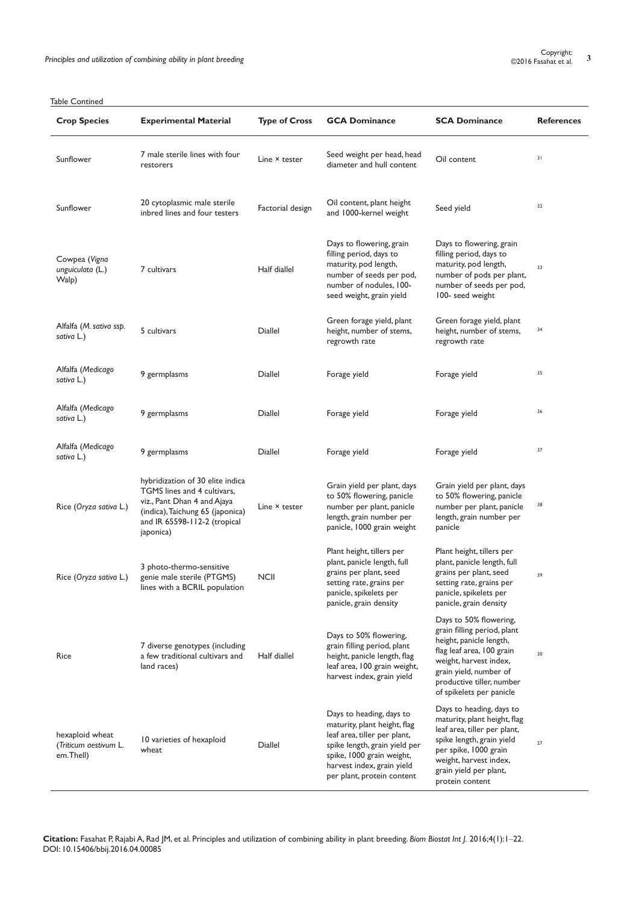Table Contined

| Crop Species | Experimental Material | Type of Cross | GCA Dominance | SCA Dominance | References |
|---|---|---|---|---|---|
| Sunflower | 7 male sterile lines with four restorers | Line × tester | Seed weight per head, head diameter and hull content | Oil content | 31 |
| Sunflower | 20 cytoplasmic male sterile inbred lines and four testers | Factorial design | Oil content, plant height and 1000-kernel weight | Seed yield | 32 |
| Cowpea (*Vigna unguiculata* (L.) Walp) | 7 cultivars | Half diallel | Days to flowering, grain filling period, days to maturity, pod length, number of seeds per pod, number of nodules, 100-seed weight, grain yield | Days to flowering, grain filling period, days to maturity, pod length, number of pods per plant, number of seeds per pod, 100- seed weight | 33 |
| Alfalfa (*M. sativa ssp. sativa* L.) | 5 cultivars | Diallel | Green forage yield, plant height, number of stems, regrowth rate | Green forage yield, plant height, number of stems, regrowth rate | 34 |
| Alfalfa (*Medicago sativa* L.) | 9 germplasms | Diallel | Forage yield | Forage yield | 35 |
| Alfalfa (*Medicago sativa* L.) | 9 germplasms | Diallel | Forage yield | Forage yield | 36 |
| Alfalfa (*Medicago sativa* L.) | 9 germplasms | Diallel | Forage yield | Forage yield | 37 |
| Rice (*Oryza sativa* L.) | hybridization of 30 elite indica TGMS lines and 4 cultivars, viz., Pant Dhan 4 and Ajaya (indica), Taichung 65 (japonica) and IR 65598-112-2 (tropical japonica) | Line × tester | Grain yield per plant, days to 50% flowering, panicle number per plant, panicle length, grain number per panicle, 1000 grain weight | Grain yield per plant, days to 50% flowering, panicle number per plant, panicle length, grain number per panicle | 38 |
| Rice (*Oryza sativa* L.) | 3 photo-thermo-sensitive genie male sterile (PTGMS) lines with a BCRIL population | NCII | Plant height, tillers per plant, panicle length, full grains per plant, seed setting rate, grains per panicle, spikelets per panicle, grain density | Plant height, tillers per plant, panicle length, full grains per plant, seed setting rate, grains per panicle, spikelets per panicle, grain density | 39 |
| Rice | 7 diverse genotypes (including a few traditional cultivars and land races) | Half diallel | Days to 50% flowering, grain filling period, plant height, panicle length, flag leaf area, 100 grain weight, harvest index, grain yield | Days to 50% flowering, grain filling period, plant height, panicle length, flag leaf area, 100 grain weight, harvest index, grain yield, number of productive tiller, number of spikelets per panicle | 30 |
| hexaploid wheat (*Triticum aestivum* L. em.Thell) | 10 varieties of hexaploid wheat | Diallel | Days to heading, days to maturity, plant height, flag leaf area, tiller per plant, spike length, grain yield per spike, 1000 grain weight, harvest index, grain yield per plant, protein content | Days to heading, days to maturity, plant height, flag leaf area, tiller per plant, spike length, grain yield per spike, 1000 grain weight, harvest index, grain yield per plant, protein content | 27 |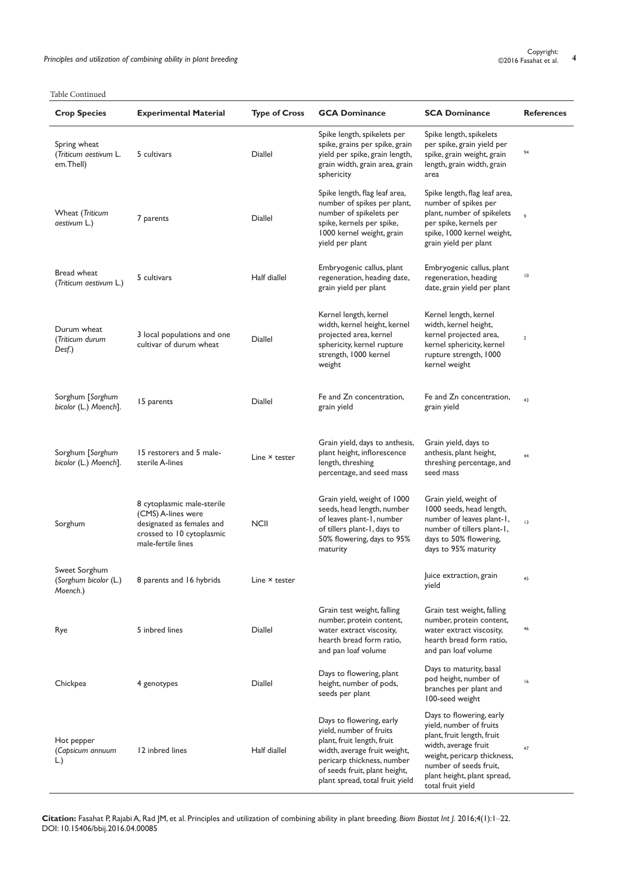Table Continued

| Crop Species | Experimental Material | Type of Cross | GCA Dominance | SCA Dominance | References |
|---|---|---|---|---|---|
| Spring wheat (*Triticum aestivum* L. em.Thell) | 5 cultivars | Diallel | Spike length, spikelets per spike, grains per spike, grain yield per spike, grain length, grain width, grain area, grain sphericity | Spike length, spikelets per spike, grain yield per spike, grain weight, grain length, grain width, grain area | 94 |
| Wheat (*Triticum aestivum* L.) | 7 parents | Diallel | Spike length, flag leaf area, number of spikes per plant, number of spikelets per spike, kernels per spike, 1000 kernel weight, grain yield per plant | Spike length, flag leaf area, number of spikes per plant, number of spikelets per spike, kernels per spike, 1000 kernel weight, grain yield per plant | 9 |
| Bread wheat (*Triticum aestivum* L.) | 5 cultivars | Half diallel | Embryogenic callus, plant regeneration, heading date, grain yield per plant | Embryogenic callus, plant regeneration, heading date, grain yield per plant | 10 |
| Durum wheat (*Triticum durum Desf.*) | 3 local populations and one cultivar of durum wheat | Diallel | Kernel length, kernel width, kernel height, kernel projected area, kernel sphericity, kernel rupture strength, 1000 kernel weight | Kernel length, kernel width, kernel height, kernel projected area, kernel sphericity, kernel rupture strength, 1000 kernel weight | 2 |
| Sorghum [*Sorghum bicolor* (L.) *Moench*]. | 15 parents | Diallel | Fe and Zn concentration, grain yield | Fe and Zn concentration, grain yield | 43 |
| Sorghum [*Sorghum bicolor* (L.) *Moench*]. | 15 restorers and 5 male-sterile A-lines | Line × tester | Grain yield, days to anthesis, plant height, inflorescence length, threshing percentage, and seed mass | Grain yield, days to anthesis, plant height, threshing percentage, and seed mass | 44 |
| Sorghum | 8 cytoplasmic male-sterile (CMS) A-lines were designated as females and crossed to 10 cytoplasmic male-fertile lines | NCII | Grain yield, weight of 1000 seeds, head length, number of leaves plant-1, number of tillers plant-1, days to 50% flowering, days to 95% maturity | Grain yield, weight of 1000 seeds, head length, number of leaves plant-1, number of tillers plant-1, days to 50% flowering, days to 95% maturity | 13 |
| Sweet Sorghum (*Sorghum bicolor* (L.) *Moench*.) | 8 parents and 16 hybrids | Line × tester | | Juice extraction, grain yield | 45 |
| Rye | 5 inbred lines | Diallel | Grain test weight, falling number, protein content, water extract viscosity, hearth bread form ratio, and pan loaf volume | Grain test weight, falling number, protein content, water extract viscosity, hearth bread form ratio, and pan loaf volume | 46 |
| Chickpea | 4 genotypes | Diallel | Days to flowering, plant height, number of pods, seeds per plant | Days to maturity, basal pod height, number of branches per plant and 100-seed weight | 16 |
| Hot pepper (*Capsicum annuum* L.) | 12 inbred lines | Half diallel | Days to flowering, early yield, number of fruits plant, fruit length, fruit width, average fruit weight, pericarp thickness, number of seeds fruit, plant height, plant spread, total fruit yield | Days to flowering, early yield, number of fruits plant, fruit length, fruit width, average fruit weight, pericarp thickness, number of seeds fruit, plant height, plant spread, total fruit yield | 47 |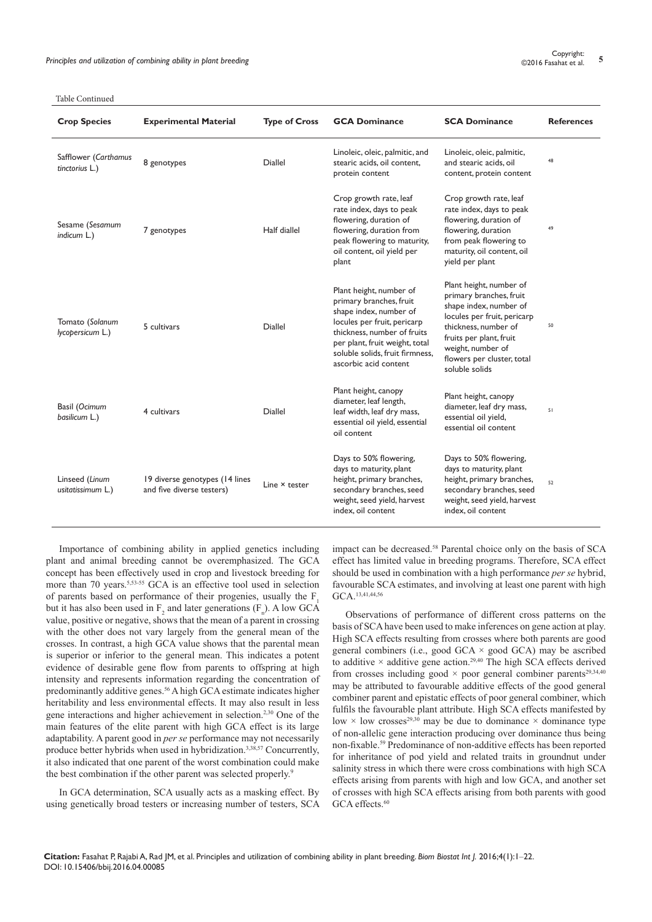Table Continued

| Crop Species | Experimental Material | Type of Cross | GCA Dominance | SCA Dominance | References |
|---|---|---|---|---|---|
| Safflower (*Carthamus tinctorius* L.) | 8 genotypes | Diallel | Linoleic, oleic, palmitic, and stearic acids, oil content, protein content | Linoleic, oleic, palmitic, and stearic acids, oil content, protein content | 48 |
| Sesame (*Sesamum indicum* L.) | 7 genotypes | Half diallel | Crop growth rate, leaf rate index, days to peak flowering, duration of flowering, duration from peak flowering to maturity, oil content, oil yield per plant | Crop growth rate, leaf rate index, days to peak flowering, duration of flowering, duration from peak flowering to maturity, oil content, oil yield per plant | 49 |
| Tomato (*Solanum lycopersicum* L.) | 5 cultivars | Diallel | Plant height, number of primary branches, fruit shape index, number of locules per fruit, pericarp thickness, number of fruits per plant, fruit weight, total soluble solids, fruit firmness, ascorbic acid content | Plant height, number of primary branches, fruit shape index, number of locules per fruit, pericarp thickness, number of fruits per plant, fruit weight, number of flowers per cluster, total soluble solids | 50 |
| Basil (*Ocimum basilicum* L.) | 4 cultivars | Diallel | Plant height, canopy diameter, leaf length, leaf width, leaf dry mass, essential oil yield, essential oil content | Plant height, canopy diameter, leaf dry mass, essential oil yield, essential oil content | 51 |
| Linseed (*Linum usitatissimum* L.) | 19 diverse genotypes (14 lines and five diverse testers) | Line × tester | Days to 50% flowering, days to maturity, plant height, primary branches, secondary branches, seed weight, seed yield, harvest index, oil content | Days to 50% flowering, days to maturity, plant height, primary branches, secondary branches, seed weight, seed yield, harvest index, oil content | 52 |

Importance of combining ability in applied genetics including plant and animal breeding cannot be overemphasized. The GCA concept has been effectively used in crop and livestock breeding for more than 70 years.[5,53-55] GCA is an effective tool used in selection of parents based on performance of their progenies, usually the $F_1$ but it has also been used in $F_2$ and later generations ($F_n$). A low GCA value, positive or negative, shows that the mean of a parent in crossing with the other does not vary largely from the general mean of the crosses. In contrast, a high GCA value shows that the parental mean is superior or inferior to the general mean. This indicates a potent evidence of desirable gene flow from parents to offspring at high intensity and represents information regarding the concentration of predominantly additive genes.[56] A high GCA estimate indicates higher heritability and less environmental effects. It may also result in less gene interactions and higher achievement in selection.[2,30] One of the main features of the elite parent with high GCA effect is its large adaptability. A parent good in *per se* performance may not necessarily produce better hybrids when used in hybridization.[3,38,57] Concurrently, it also indicated that one parent of the worst combination could make the best combination if the other parent was selected properly.[9]

In GCA determination, SCA usually acts as a masking effect. By using genetically broad testers or increasing number of testers, SCA impact can be decreased.[58] Parental choice only on the basis of SCA effect has limited value in breeding programs. Therefore, SCA effect should be used in combination with a high performance *per se* hybrid, favourable SCA estimates, and involving at least one parent with high GCA.[13,41,44,56]

Observations of performance of different cross patterns on the basis of SCA have been used to make inferences on gene action at play. High SCA effects resulting from crosses where both parents are good general combiners (i.e., good GCA × good GCA) may be ascribed to additive × additive gene action.[29,40] The high SCA effects derived from crosses including good × poor general combiner parents[29,34,40] may be attributed to favourable additive effects of the good general combiner parent and epistatic effects of poor general combiner, which fulfils the favourable plant attribute. High SCA effects manifested by low × low crosses[29,30] may be due to dominance × dominance type of non-allelic gene interaction producing over dominance thus being non-fixable.[59] Predominance of non-additive effects has been reported for inheritance of pod yield and related traits in groundnut under salinity stress in which there were cross combinations with high SCA effects arising from parents with high and low GCA, and another set of crosses with high SCA effects arising from both parents with good GCA effects.[60]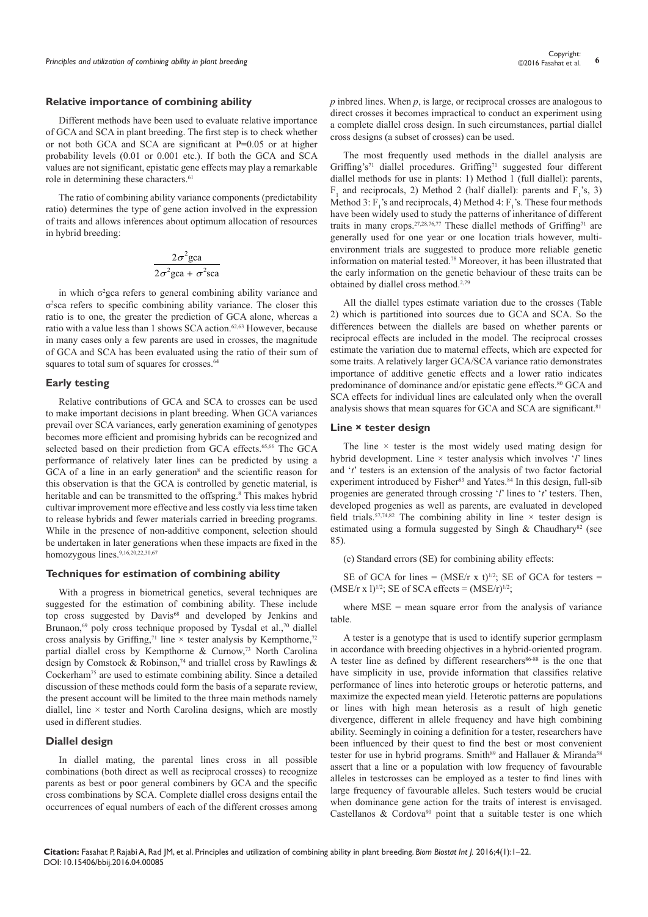## Relative importance of combining ability

Different methods have been used to evaluate relative importance of GCA and SCA in plant breeding. The first step is to check whether or not both GCA and SCA are significant at P=0.05 or at higher probability levels (0.01 or 0.001 etc.). If both the GCA and SCA values are not significant, epistatic gene effects may play a remarkable role in determining these characters.[61]

The ratio of combining ability variance components (predictability ratio) determines the type of gene action involved in the expression of traits and allows inferences about optimum allocation of resources in hybrid breeding:

$$\frac{2\sigma^2\text{gca}}{2\sigma^2\text{gca} + \sigma^2\text{sca}}$$

in which $\sigma^2$gca refers to general combining ability variance and $\sigma^2$sca refers to specific combining ability variance. The closer this ratio is to one, the greater the prediction of GCA alone, whereas a ratio with a value less than 1 shows SCA action.[62,63] However, because in many cases only a few parents are used in crosses, the magnitude of GCA and SCA has been evaluated using the ratio of their sum of squares to total sum of squares for crosses.[64]

## Early testing

Relative contributions of GCA and SCA to crosses can be used to make important decisions in plant breeding. When GCA variances prevail over SCA variances, early generation examining of genotypes becomes more efficient and promising hybrids can be recognized and selected based on their prediction from GCA effects.[65,66] The GCA performance of relatively later lines can be predicted by using a GCA of a line in an early generation[8] and the scientific reason for this observation is that the GCA is controlled by genetic material, is heritable and can be transmitted to the offspring.[8] This makes hybrid cultivar improvement more effective and less costly via less time taken to release hybrids and fewer materials carried in breeding programs. While in the presence of non-additive component, selection should be undertaken in later generations when these impacts are fixed in the homozygous lines.[9,16,20,22,30,67]

## Techniques for estimation of combining ability

With a progress in biometrical genetics, several techniques are suggested for the estimation of combining ability. These include top cross suggested by Davis[68] and developed by Jenkins and Brunaon,[69] poly cross technique proposed by Tysdal et al.,[70] diallel cross analysis by Griffing,[71] line × tester analysis by Kempthorne,[72] partial diallel cross by Kempthorne & Curnow,[73] North Carolina design by Comstock & Robinson,[74] and triallel cross by Rawlings & Cockerham[75] are used to estimate combining ability. Since a detailed discussion of these methods could form the basis of a separate review, the present account will be limited to the three main methods namely diallel, line × tester and North Carolina designs, which are mostly used in different studies.

## Diallel design

In diallel mating, the parental lines cross in all possible combinations (both direct as well as reciprocal crosses) to recognize parents as best or poor general combiners by GCA and the specific cross combinations by SCA. Complete diallel cross designs entail the occurrences of equal numbers of each of the different crosses among *p* inbred lines. When *p*, is large, or reciprocal crosses are analogous to direct crosses it becomes impractical to conduct an experiment using a complete diallel cross design. In such circumstances, partial diallel cross designs (a subset of crosses) can be used.

The most frequently used methods in the diallel analysis are Griffing's[71] diallel procedures. Griffing[71] suggested four different diallel methods for use in plants: 1) Method 1 (full diallel): parents, $F_1$ and reciprocals, 2) Method 2 (half diallel): parents and $F_1$'s, 3) Method 3: $F_1$'s and reciprocals, 4) Method 4: $F_1$'s. These four methods have been widely used to study the patterns of inheritance of different traits in many crops.[27,28,76,77] These diallel methods of Griffing[71] are generally used for one year or one location trials however, multi-environment trials are suggested to produce more reliable genetic information on material tested.[78] Moreover, it has been illustrated that the early information on the genetic behaviour of these traits can be obtained by diallel cross method.[2,79]

All the diallel types estimate variation due to the crosses (Table 2) which is partitioned into sources due to GCA and SCA. So the differences between the diallels are based on whether parents or reciprocal effects are included in the model. The reciprocal crosses estimate the variation due to maternal effects, which are expected for some traits. A relatively larger GCA/SCA variance ratio demonstrates importance of additive genetic effects and a lower ratio indicates predominance of dominance and/or epistatic gene effects.[80] GCA and SCA effects for individual lines are calculated only when the overall analysis shows that mean squares for GCA and SCA are significant.[81]

## Line × tester design

The line × tester is the most widely used mating design for hybrid development. Line × tester analysis which involves '*l*' lines and '*t*' testers is an extension of the analysis of two factor factorial experiment introduced by Fisher[83] and Yates.[84] In this design, full-sib progenies are generated through crossing '*l*' lines to '*t*' testers. Then, developed progenies as well as parents, are evaluated in developed field trials.[57,74,82] The combining ability in line × tester design is estimated using a formula suggested by Singh & Chaudhary[82] (see 85).

(c) Standard errors (SE) for combining ability effects:

SE of GCA for lines = $(\text{MSE}/r \times t)^{1/2}$; SE of GCA for testers = $(\text{MSE}/r \times l)^{1/2}$; SE of SCA effects = $(\text{MSE}/r)^{1/2}$;

where MSE = mean square error from the analysis of variance table.

A tester is a genotype that is used to identify superior germplasm in accordance with breeding objectives in a hybrid-oriented program. A tester line as defined by different researchers[86-88] is the one that have simplicity in use, provide information that classifies relative performance of lines into heterotic groups or heterotic patterns, and maximize the expected mean yield. Heterotic patterns are populations or lines with high mean heterosis as a result of high genetic divergence, different in allele frequency and have high combining ability. Seemingly in coining a definition for a tester, researchers have been influenced by their quest to find the best or most convenient tester for use in hybrid programs. Smith[89] and Hallauer & Miranda[58] assert that a line or a population with low frequency of favourable alleles in testcrosses can be employed as a tester to find lines with large frequency of favourable alleles. Such testers would be crucial when dominance gene action for the traits of interest is envisaged. Castellanos & Cordova[90] point that a suitable tester is one which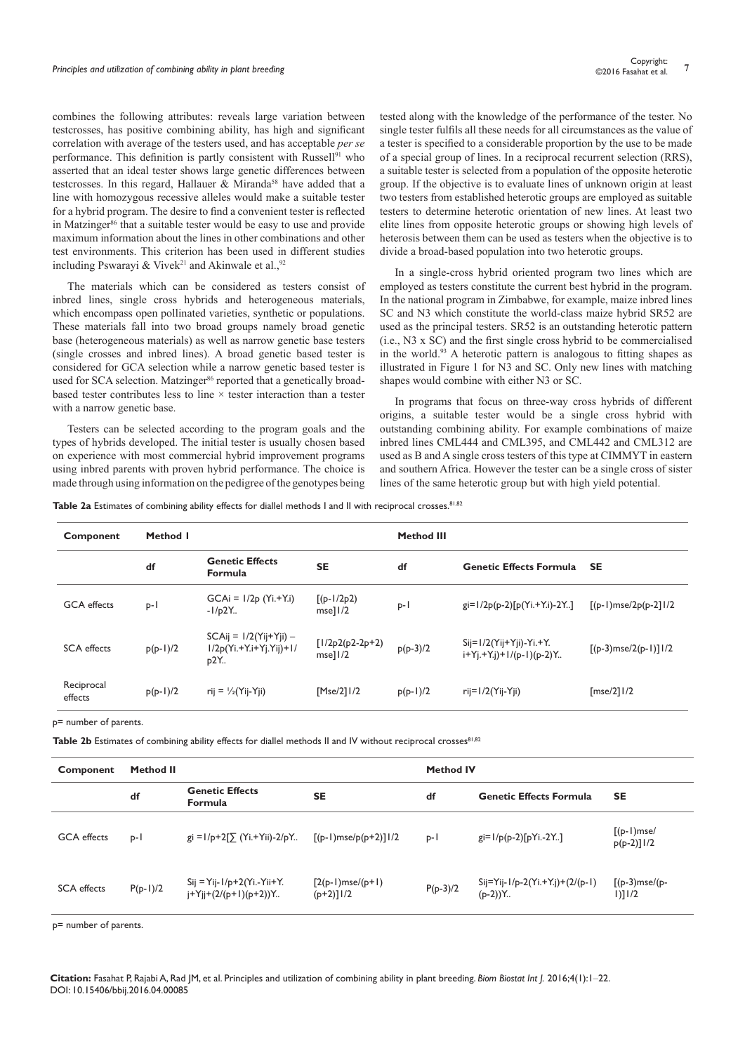combines the following attributes: reveals large variation between testcrosses, has positive combining ability, has high and significant correlation with average of the testers used, and has acceptable *per se* performance. This definition is partly consistent with Russell[91] who asserted that an ideal tester shows large genetic differences between testcrosses. In this regard, Hallauer & Miranda[58] have added that a line with homozygous recessive alleles would make a suitable tester for a hybrid program. The desire to find a convenient tester is reflected in Matzinger[86] that a suitable tester would be easy to use and provide maximum information about the lines in other combinations and other test environments. This criterion has been used in different studies including Pswarayi & Vivek[21] and Akinwale et al.,[92]

The materials which can be considered as testers consist of inbred lines, single cross hybrids and heterogeneous materials, which encompass open pollinated varieties, synthetic or populations. These materials fall into two broad groups namely broad genetic base (heterogeneous materials) as well as narrow genetic base testers (single crosses and inbred lines). A broad genetic based tester is considered for GCA selection while a narrow genetic based tester is used for SCA selection. Matzinger[86] reported that a genetically broad-based tester contributes less to line × tester interaction than a tester with a narrow genetic base.

Testers can be selected according to the program goals and the types of hybrids developed. The initial tester is usually chosen based on experience with most commercial hybrid improvement programs using inbred parents with proven hybrid performance. The choice is made through using information on the pedigree of the genotypes being tested along with the knowledge of the performance of the tester. No single tester fulfils all these needs for all circumstances as the value of a tester is specified to a considerable proportion by the use to be made of a special group of lines. In a reciprocal recurrent selection (RRS), a suitable tester is selected from a population of the opposite heterotic group. If the objective is to evaluate lines of unknown origin at least two testers from established heterotic groups are employed as suitable testers to determine heterotic orientation of new lines. At least two elite lines from opposite heterotic groups or showing high levels of heterosis between them can be used as testers when the objective is to divide a broad-based population into two heterotic groups.

In a single-cross hybrid oriented program two lines which are employed as testers constitute the current best hybrid in the program. In the national program in Zimbabwe, for example, maize inbred lines SC and N3 which constitute the world-class maize hybrid SR52 are used as the principal testers. SR52 is an outstanding heterotic pattern (i.e., N3 x SC) and the first single cross hybrid to be commercialised in the world.[93] A heterotic pattern is analogous to fitting shapes as illustrated in Figure 1 for N3 and SC. Only new lines with matching shapes would combine with either N3 or SC.

In programs that focus on three-way cross hybrids of different origins, a suitable tester would be a single cross hybrid with outstanding combining ability. For example combinations of maize inbred lines CML444 and CML395, and CML442 and CML312 are used as B and A single cross testers of this type at CIMMYT in eastern and southern Africa. However the tester can be a single cross of sister lines of the same heterotic group but with high yield potential.

**Table 2a** Estimates of combining ability effects for diallel methods I and II with reciprocal crosses.[81,82]

| Component | Method I | | | Method III | | |
|---|---|---|---|---|---|---|
| | df | Genetic Effects Formula | SE | df | Genetic Effects Formula | SE |
| GCA effects | p-1 | GCAi = 1/2p (Yi.+Y.i) -1/p2Y.. | [(p-1/2p2) mse]1/2 | p-1 | gi=1/2p(p-2)[p(Yi.+Y.i)-2Y..] | [(p-1)mse/2p(p-2]1/2 |
| SCA effects | p(p-1)/2 | SCAij = 1/2(Yij+Yji) – 1/2p(Yi.+Y.i+Yj.Yij)+1/p2Y.. | [1/2p2(p2-2p+2) mse]1/2 | p(p-3)/2 | Sij=1/2(Yij+Yji)-Yi.+Y.i+Yj.+Y.j)+1/(p-1)(p-2)Y.. | [(p-3)mse/2(p-1)]1/2 |
| Reciprocal effects | p(p-1)/2 | rij = ½(Yij-Yji) | [Mse/2]1/2 | p(p-1)/2 | rij=1/2(Yij-Yji) | [mse/2]1/2 |

p= number of parents.

**Table 2b** Estimates of combining ability effects for diallel methods II and IV without reciprocal crosses[81,82]

| Component | Method II | | | Method IV | | |
|---|---|---|---|---|---|---|
| | df | Genetic Effects Formula | SE | df | Genetic Effects Formula | SE |
| GCA effects | p-1 | gi =1/p+2[∑ (Yi.+Yii)-2/pY.. | [(p-1)mse/p(p+2)]1/2 | p-1 | gi=1/p(p-2)[pYi.-2Y..] | [(p-1)mse/p(p-2)]1/2 |
| SCA effects | P(p-1)/2 | Sij = Yij-1/p+2(Yi.-Yii+Y.j+Yjj+(2/(p+1)(p+2))Y.. | [2(p-1)mse/(p+1)(p+2)]1/2 | P(p-3)/2 | Sij=Yij-1/p-2(Yi.+Y.j)+(2/(p-1)(p-2))Y.. | [(p-3)mse/(p-1)]1/2 |

p= number of parents.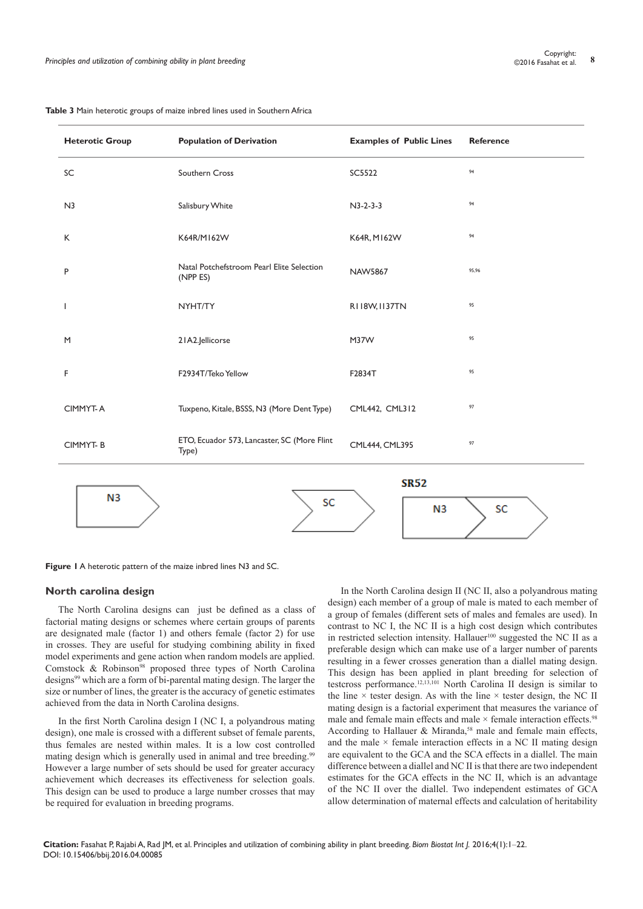**Table 3** Main heterotic groups of maize inbred lines used in Southern Africa

| Heterotic Group | Population of Derivation | Examples of Public Lines | Reference |
|---|---|---|---|
| SC | Southern Cross | SC5522 | 94 |
| N3 | Salisbury White | N3-2-3-3 | 94 |
| K | K64R/M162W | K64R, M162W | 94 |
| P | Natal Potchefstroom Pearl Elite Selection (NPP ES) | NAW5867 | 95,96 |
| I | NYHT/TY | R118W, I137TN | 95 |
| M | 21A2.Jellicorse | M37W | 95 |
| F | F2934T/Teko Yellow | F2834T | 95 |
| CIMMYT- A | Tuxpeno, Kitale, BSSS, N3 (More Dent Type) | CML442, CML312 | 97 |
| CIMMYT- B | ETO, Ecuador 573, Lancaster, SC (More Flint Type) | CML444, CML395 | 97 |

N3 SC SR52 N3 SC

**Figure 1** A heterotic pattern of the maize inbred lines N3 and SC.

## North carolina design

The North Carolina designs can just be defined as a class of factorial mating designs or schemes where certain groups of parents are designated male (factor 1) and others female (factor 2) for use in crosses. They are useful for studying combining ability in fixed model experiments and gene action when random models are applied. Comstock & Robinson[98] proposed three types of North Carolina designs[99] which are a form of bi-parental mating design. The larger the size or number of lines, the greater is the accuracy of genetic estimates achieved from the data in North Carolina designs.

In the first North Carolina design I (NC I, a polyandrous mating design), one male is crossed with a different subset of female parents, thus females are nested within males. It is a low cost controlled mating design which is generally used in animal and tree breeding.[99] However a large number of sets should be used for greater accuracy achievement which decreases its effectiveness for selection goals. This design can be used to produce a large number crosses that may be required for evaluation in breeding programs.

In the North Carolina design II (NC II, also a polyandrous mating design) each member of a group of male is mated to each member of a group of females (different sets of males and females are used). In contrast to NC I, the NC II is a high cost design which contributes in restricted selection intensity. Hallauer[100] suggested the NC II as a preferable design which can make use of a larger number of parents resulting in a fewer crosses generation than a diallel mating design. This design has been applied in plant breeding for selection of testcross performance.[12,13,101] North Carolina II design is similar to the line × tester design. As with the line × tester design, the NC II mating design is a factorial experiment that measures the variance of male and female main effects and male × female interaction effects.[98] According to Hallauer & Miranda,[58] male and female main effects, and the male × female interaction effects in a NC II mating design are equivalent to the GCA and the SCA effects in a diallel. The main difference between a diallel and NC II is that there are two independent estimates for the GCA effects in the NC II, which is an advantage of the NC II over the diallel. Two independent estimates of GCA allow determination of maternal effects and calculation of heritability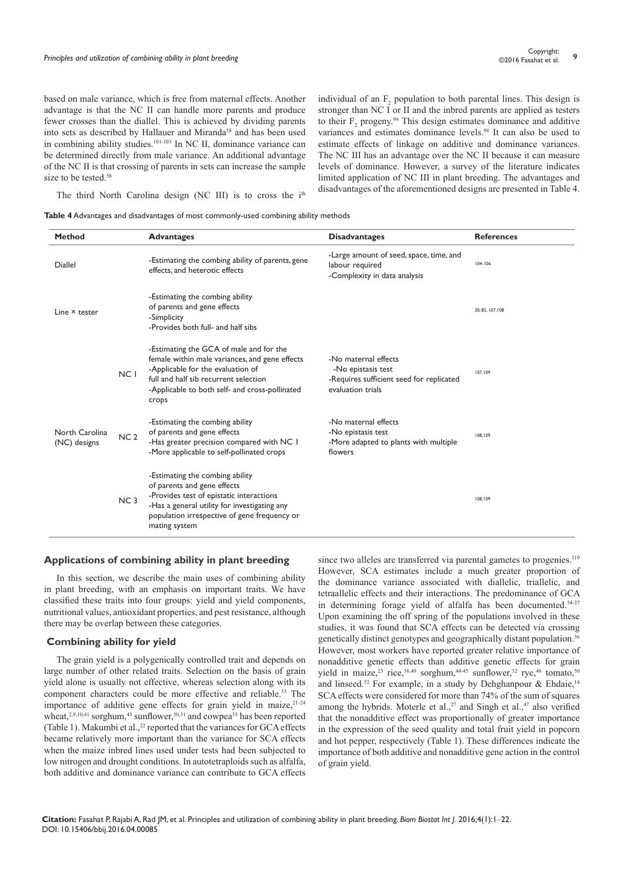based on male variance, which is free from maternal effects. Another advantage is that the NC II can handle more parents and produce fewer crosses than the diallel. This is achieved by dividing parents into sets as described by Hallauer and Miranda[58] and has been used in combining ability studies.[101-103] In NC II, dominance variance can be determined directly from male variance. An additional advantage of the NC II is that crossing of parents in sets can increase the sample size to be tested.[58]

The third North Carolina design (NC III) is to cross the $i^{th}$ individual of an $F_2$ population to both parental lines. This design is stronger than NC I or II and the inbred parents are applied as testers to their $F_2$ progeny.[99] This design estimates dominance and additive variances and estimates dominance levels.[98] It can also be used to estimate effects of linkage on additive and dominance variances. The NC III has an advantage over the NC II because it can measure levels of dominance. However, a survey of the literature indicates limited application of NC III in plant breeding. The advantages and disadvantages of the aforementioned designs are presented in Table 4.

**Table 4** Advantages and disadvantages of most commonly-used combining ability methods

| Method | | Advantages | Disadvantages | References |
|---|---|---|---|---|
| Diallel | | -Estimating the combing ability of parents, gene effects, and heterotic effects | -Large amount of seed, space, time, and labour required<br>-Complexity in data analysis | 104-106 |
| Line × tester | | -Estimating the combing ability of parents and gene effects<br>-Simplicity<br>-Provides both full- and half sibs | | 30, 85, 107,108 |
| North Carolina (NC) designs | NC I | -Estimating the GCA of male and for the female within male variances, and gene effects<br>-Applicable for the evaluation of full and half sib recurrent selection<br>-Applicable to both self- and cross-pollinated crops | -No maternal effects<br>-No epistasis test<br>-Requires sufficient seed for replicated evaluation trials | 107,109 |
| | NC 2 | -Estimating the combing ability of parents and gene effects<br>-Has greater precision compared with NC 1<br>-More applicable to self-pollinated crops | -No maternal effects<br>-No epistasis test<br>-More adapted to plants with multiple flowers | 108,109 |
| | NC 3 | -Estimating the combing ability of parents and gene effects<br>-Provides test of epistatic interactions<br>-Has a general utility for investigating any population irrespective of gene frequency or mating system | | 108,109 |

## Applications of combining ability in plant breeding

In this section, we describe the main uses of combining ability in plant breeding, with an emphasis on important traits. We have classified these traits into four groups: yield and yield components, nutritional values, antioxidant properties, and pest resistance, although there may be overlap between these categories.

### Combining ability for yield

The grain yield is a polygenically controlled trait and depends on large number of other related traits. Selection on the basis of grain yield alone is usually not effective, whereas selection along with its component characters could be more effective and reliable.[33] The importance of additive gene effects for grain yield in maize,[21-24] wheat,[2,9,10,41] sorghum,[43] sunflower,[30,31] and cowpea[33] has been reported (Table 1). Makumbi et al.,[22] reported that the variances for GCA effects became relatively more important than the variance for SCA effects when the maize inbred lines used under tests had been subjected to low nitrogen and drought conditions. In autotetraploids such as alfalfa, both additive and dominance variance can contribute to GCA effects since two alleles are transferred via parental gametes to progenies.[110] However, SCA estimates include a much greater proportion of the dominance variance associated with diallelic, triallelic, and tetraallelic effects and their interactions. The predominance of GCA in determining forage yield of alfalfa has been documented.[34-37] Upon examining the off spring of the populations involved in these studies, it was found that SCA effects can be detected via crossing genetically distinct genotypes and geographically distant population.[36] However, most workers have reported greater relative importance of nonadditive genetic effects than additive genetic effects for grain yield in maize,[23] rice,[38,40] sorghum,[44-45] sunflower,[32] rye,[46] tomato,[50] and linseed.[52] For example, in a study by Dehghanpour & Ehdaie,[14] SCA effects were considered for more than 74% of the sum of squares among the hybrids. Moterle et al.,[27] and Singh et al.,[47] also verified that the nonadditive effect was proportionally of greater importance in the expression of the seed quality and total fruit yield in popcorn and hot pepper, respectively (Table 1). These differences indicate the importance of both additive and nonadditive gene action in the control of grain yield.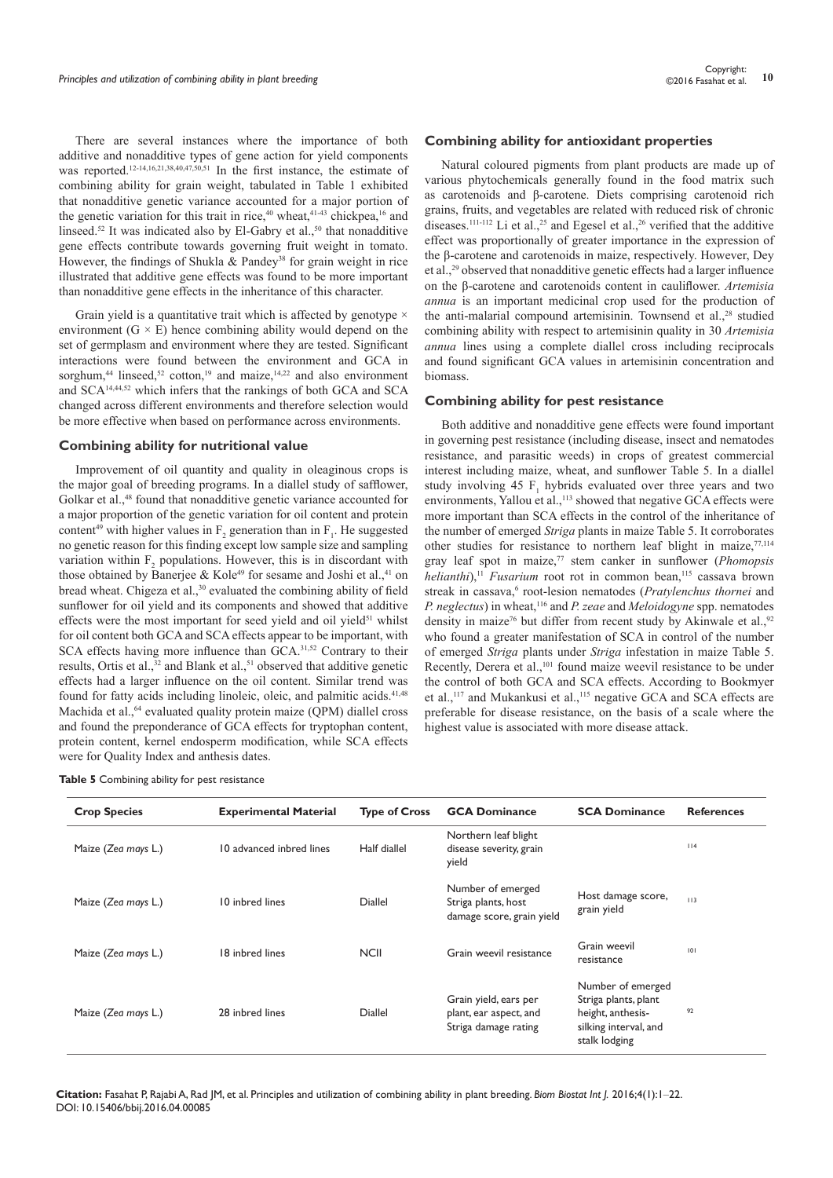There are several instances where the importance of both additive and nonadditive types of gene action for yield components was reported.[12-14,16,21,38,40,47,50,51] In the first instance, the estimate of combining ability for grain weight, tabulated in Table 1 exhibited that nonadditive genetic variance accounted for a major portion of the genetic variation for this trait in rice,[40] wheat,[41-43] chickpea,[16] and linseed.[52] It was indicated also by El-Gabry et al.,[50] that nonadditive gene effects contribute towards governing fruit weight in tomato. However, the findings of Shukla & Pandey[38] for grain weight in rice illustrated that additive gene effects was found to be more important than nonadditive gene effects in the inheritance of this character.

Grain yield is a quantitative trait which is affected by genotype × environment (G × E) hence combining ability would depend on the set of germplasm and environment where they are tested. Significant interactions were found between the environment and GCA in sorghum,[44] linseed,[52] cotton,[19] and maize,[14,22] and also environment and SCA[14,44,52] which infers that the rankings of both GCA and SCA changed across different environments and therefore selection would be more effective when based on performance across environments.

### Combining ability for nutritional value

Improvement of oil quantity and quality in oleaginous crops is the major goal of breeding programs. In a diallel study of safflower, Golkar et al.,[48] found that nonadditive genetic variance accounted for a major proportion of the genetic variation for oil content and protein content[49] with higher values in $F_2$ generation than in $F_1$. He suggested no genetic reason for this finding except low sample size and sampling variation within $F_2$ populations. However, this is in discordant with those obtained by Banerjee & Kole[49] for sesame and Joshi et al.,[41] on bread wheat. Chigeza et al.,[30] evaluated the combining ability of field sunflower for oil yield and its components and showed that additive effects were the most important for seed yield and oil yield[51] whilst for oil content both GCA and SCA effects appear to be important, with SCA effects having more influence than GCA.[31,52] Contrary to their results, Ortis et al.,[32] and Blank et al.,[51] observed that additive genetic effects had a larger influence on the oil content. Similar trend was found for fatty acids including linoleic, oleic, and palmitic acids.[41,48] Machida et al.,[64] evaluated quality protein maize (QPM) diallel cross and found the preponderance of GCA effects for tryptophan content, protein content, kernel endosperm modification, while SCA effects were for Quality Index and anthesis dates.

### Combining ability for antioxidant properties

Natural coloured pigments from plant products are made up of various phytochemicals generally found in the food matrix such as carotenoids and β-carotene. Diets comprising carotenoid rich grains, fruits, and vegetables are related with reduced risk of chronic diseases.[111-112] Li et al.,[25] and Egesel et al.,[26] verified that the additive effect was proportionally of greater importance in the expression of the β-carotene and carotenoids in maize, respectively. However, Dey et al.,[29] observed that nonadditive genetic effects had a larger influence on the β-carotene and carotenoids content in cauliflower. *Artemisia annua* is an important medicinal crop used for the production of the anti-malarial compound artemisinin. Townsend et al.,[28] studied combining ability with respect to artemisinin quality in 30 *Artemisia annua* lines using a complete diallel cross including reciprocals and found significant GCA values in artemisinin concentration and biomass.

### Combining ability for pest resistance

Both additive and nonadditive gene effects were found important in governing pest resistance (including disease, insect and nematodes resistance, and parasitic weeds) in crops of greatest commercial interest including maize, wheat, and sunflower Table 5. In a diallel study involving 45 $F_1$ hybrids evaluated over three years and two environments, Yallou et al.,[113] showed that negative GCA effects were more important than SCA effects in the control of the inheritance of the number of emerged *Striga* plants in maize Table 5. It corroborates other studies for resistance to northern leaf blight in maize,[77,114] gray leaf spot in maize,[77] stem canker in sunflower (*Phomopsis helianthi*),[11] *Fusarium* root rot in common bean,[115] cassava brown streak in cassava,[6] root-lesion nematodes (*Pratylenchus thornei* and *P. neglectus*) in wheat,[116] and *P. zeae* and *Meloidogyne* spp. nematodes density in maize[76] but differ from recent study by Akinwale et al.,[92] who found a greater manifestation of SCA in control of the number of emerged *Striga* plants under *Striga* infestation in maize Table 5. Recently, Derera et al.,[101] found maize weevil resistance to be under the control of both GCA and SCA effects. According to Bookmyer et al.,[117] and Mukankusi et al.,[115] negative GCA and SCA effects are preferable for disease resistance, on the basis of a scale where the highest value is associated with more disease attack.

**Table 5** Combining ability for pest resistance

| Crop Species | Experimental Material | Type of Cross | GCA Dominance | SCA Dominance | References |
|---|---|---|---|---|---|
| Maize (*Zea mays* L.) | 10 advanced inbred lines | Half diallel | Northern leaf blight disease severity, grain yield | | 114 |
| Maize (*Zea mays* L.) | 10 inbred lines | Diallel | Number of emerged Striga plants, host damage score, grain yield | Host damage score, grain yield | 113 |
| Maize (*Zea mays* L.) | 18 inbred lines | NCII | Grain weevil resistance | Grain weevil resistance | 101 |
| Maize (*Zea mays* L.) | 28 inbred lines | Diallel | Grain yield, ears per plant, ear aspect, and Striga damage rating | Number of emerged Striga plants, plant height, anthesis-silking interval, and stalk lodging | 92 |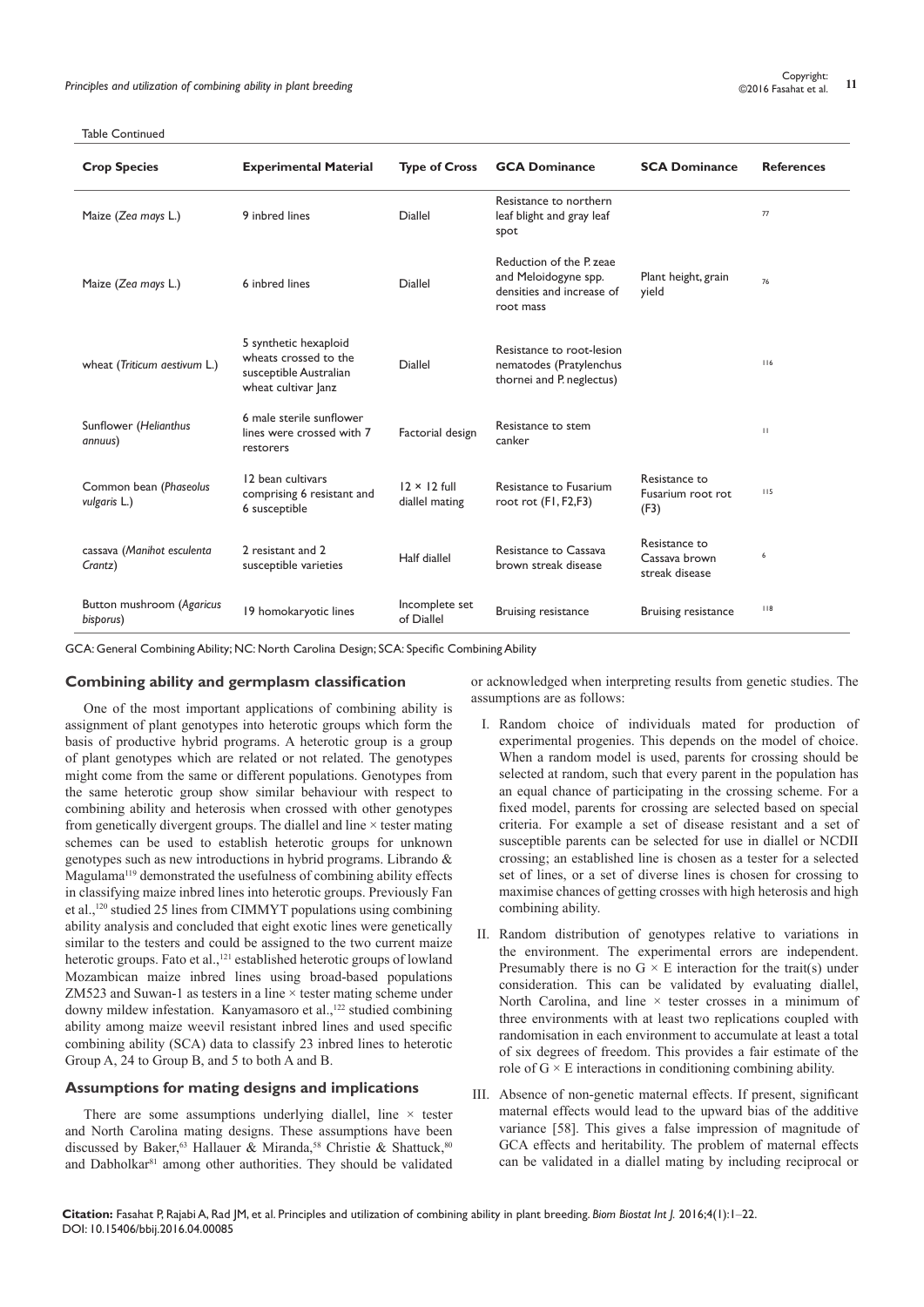Table Continued

| Crop Species | Experimental Material | Type of Cross | GCA Dominance | SCA Dominance | References |
|---|---|---|---|---|---|
| Maize (*Zea mays* L.) | 9 inbred lines | Diallel | Resistance to northern leaf blight and gray leaf spot | | 77 |
| Maize (*Zea mays* L.) | 6 inbred lines | Diallel | Reduction of the P. zeae and Meloidogyne spp. densities and increase of root mass | Plant height, grain yield | 76 |
| wheat (*Triticum aestivum* L.) | 5 synthetic hexaploid wheats crossed to the susceptible Australian wheat cultivar Janz | Diallel | Resistance to root-lesion nematodes (Pratylenchus thornei and P. neglectus) | | 116 |
| Sunflower (*Helianthus annuus*) | 6 male sterile sunflower lines were crossed with 7 restorers | Factorial design | Resistance to stem canker | | 11 |
| Common bean (*Phaseolus vulgaris* L.) | 12 bean cultivars comprising 6 resistant and 6 susceptible | 12 × 12 full diallel mating | Resistance to Fusarium root rot (F1, F2,F3) | Resistance to Fusarium root rot (F3) | 115 |
| cassava (*Manihot esculenta* Crantz) | 2 resistant and 2 susceptible varieties | Half diallel | Resistance to Cassava brown streak disease | Resistance to Cassava brown streak disease | 6 |
| Button mushroom (*Agaricus bisporus*) | 19 homokaryotic lines | Incomplete set of Diallel | Bruising resistance | Bruising resistance | 118 |

GCA: General Combining Ability; NC: North Carolina Design; SCA: Specific Combining Ability

## Combining ability and germplasm classification

One of the most important applications of combining ability is assignment of plant genotypes into heterotic groups which form the basis of productive hybrid programs. A heterotic group is a group of plant genotypes which are related or not related. The genotypes might come from the same or different populations. Genotypes from the same heterotic group show similar behaviour with respect to combining ability and heterosis when crossed with other genotypes from genetically divergent groups. The diallel and line × tester mating schemes can be used to establish heterotic groups for unknown genotypes such as new introductions in hybrid programs. Librando & Magulama[119] demonstrated the usefulness of combining ability effects in classifying maize inbred lines into heterotic groups. Previously Fan et al.,[120] studied 25 lines from CIMMYT populations using combining ability analysis and concluded that eight exotic lines were genetically similar to the testers and could be assigned to the two current maize heterotic groups. Fato et al.,[121] established heterotic groups of lowland Mozambican maize inbred lines using broad-based populations ZM523 and Suwan-1 as testers in a line × tester mating scheme under downy mildew infestation. Kanyamasoro et al.,[122] studied combining ability among maize weevil resistant inbred lines and used specific combining ability (SCA) data to classify 23 inbred lines to heterotic Group A, 24 to Group B, and 5 to both A and B.

## Assumptions for mating designs and implications

There are some assumptions underlying diallel, line × tester and North Carolina mating designs. These assumptions have been discussed by Baker,[63] Hallauer & Miranda,[58] Christie & Shattuck,[80] and Dabholkar[81] among other authorities. They should be validated or acknowledged when interpreting results from genetic studies. The assumptions are as follows:

I. Random choice of individuals mated for production of experimental progenies. This depends on the model of choice. When a random model is used, parents for crossing should be selected at random, such that every parent in the population has an equal chance of participating in the crossing scheme. For a fixed model, parents for crossing are selected based on special criteria. For example a set of disease resistant and a set of susceptible parents can be selected for use in diallel or NCDII crossing; an established line is chosen as a tester for a selected set of lines, or a set of diverse lines is chosen for crossing to maximise chances of getting crosses with high heterosis and high combining ability.

II. Random distribution of genotypes relative to variations in the environment. The experimental errors are independent. Presumably there is no G × E interaction for the trait(s) under consideration. This can be validated by evaluating diallel, North Carolina, and line × tester crosses in a minimum of three environments with at least two replications coupled with randomisation in each environment to accumulate at least a total of six degrees of freedom. This provides a fair estimate of the role of G × E interactions in conditioning combining ability.

III. Absence of non-genetic maternal effects. If present, significant maternal effects would lead to the upward bias of the additive variance [58]. This gives a false impression of magnitude of GCA effects and heritability. The problem of maternal effects can be validated in a diallel mating by including reciprocal or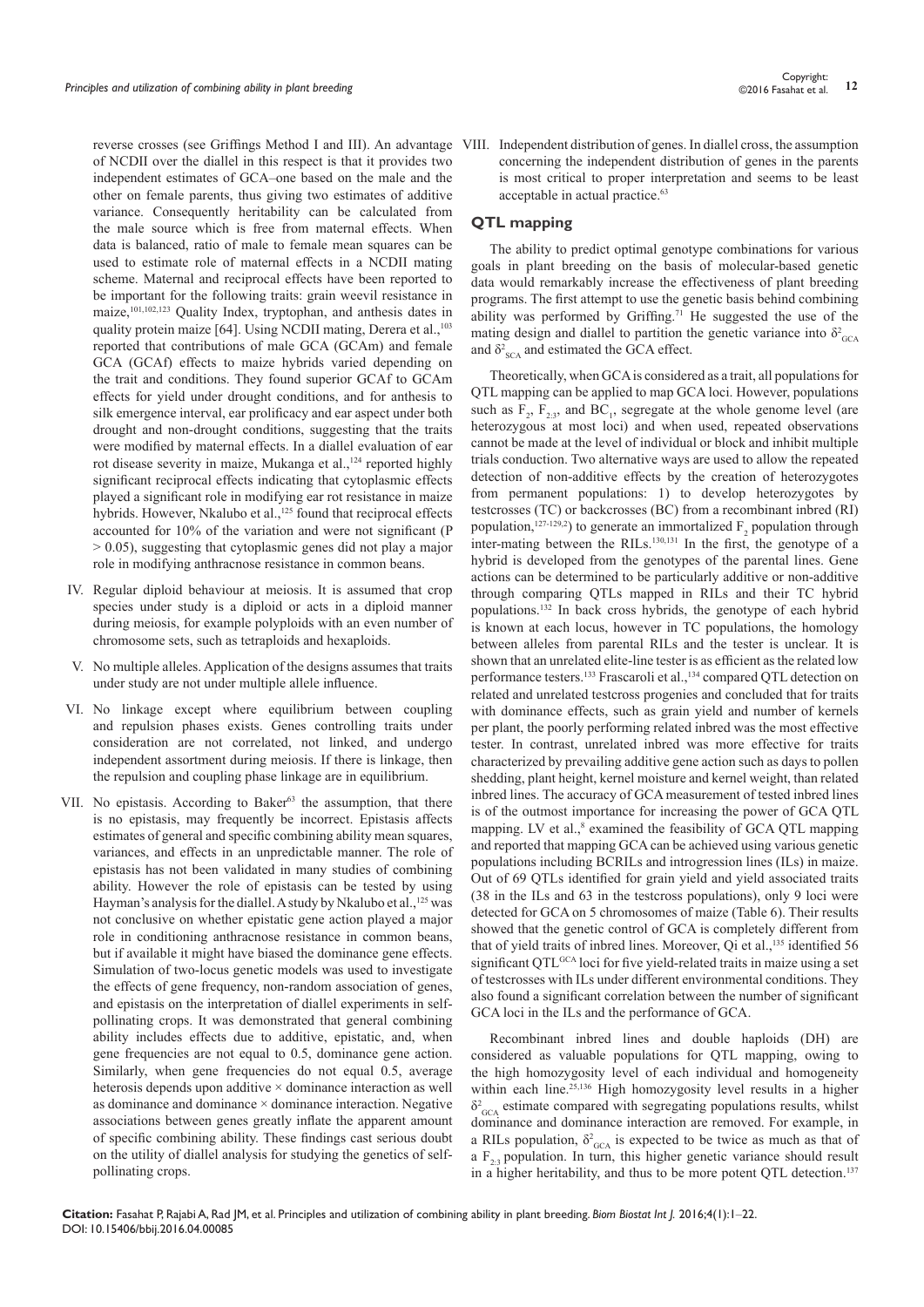reverse crosses (see Griffings Method I and III). An advantage of NCDII over the diallel in this respect is that it provides two independent estimates of GCA–one based on the male and the other on female parents, thus giving two estimates of additive variance. Consequently heritability can be calculated from the male source which is free from maternal effects. When data is balanced, ratio of male to female mean squares can be used to estimate role of maternal effects in a NCDII mating scheme. Maternal and reciprocal effects have been reported to be important for the following traits: grain weevil resistance in maize,[101,102,123] Quality Index, tryptophan, and anthesis dates in quality protein maize [64]. Using NCDII mating, Derera et al.,[103] reported that contributions of male GCA (GCAm) and female GCA (GCAf) effects to maize hybrids varied depending on the trait and conditions. They found superior GCAf to GCAm effects for yield under drought conditions, and for anthesis to silk emergence interval, ear prolificacy and ear aspect under both drought and non-drought conditions, suggesting that the traits were modified by maternal effects. In a diallel evaluation of ear rot disease severity in maize, Mukanga et al.,[124] reported highly significant reciprocal effects indicating that cytoplasmic effects played a significant role in modifying ear rot resistance in maize hybrids. However, Nkalubo et al.,[125] found that reciprocal effects accounted for 10% of the variation and were not significant ($P > 0.05$), suggesting that cytoplasmic genes did not play a major role in modifying anthracnose resistance in common beans.

IV. Regular diploid behaviour at meiosis. It is assumed that crop species under study is a diploid or acts in a diploid manner during meiosis, for example polyploids with an even number of chromosome sets, such as tetraploids and hexaploids.

V. No multiple alleles. Application of the designs assumes that traits under study are not under multiple allele influence.

VI. No linkage except where equilibrium between coupling and repulsion phases exists. Genes controlling traits under consideration are not correlated, not linked, and undergo independent assortment during meiosis. If there is linkage, then the repulsion and coupling phase linkage are in equilibrium.

VII. No epistasis. According to Baker[63] the assumption, that there is no epistasis, may frequently be incorrect. Epistasis affects estimates of general and specific combining ability mean squares, variances, and effects in an unpredictable manner. The role of epistasis has not been validated in many studies of combining ability. However the role of epistasis can be tested by using Hayman's analysis for the diallel. A study by Nkalubo et al.,[125] was not conclusive on whether epistatic gene action played a major role in conditioning anthracnose resistance in common beans, but if available it might have biased the dominance gene effects. Simulation of two-locus genetic models was used to investigate the effects of gene frequency, non-random association of genes, and epistasis on the interpretation of diallel experiments in self-pollinating crops. It was demonstrated that general combining ability includes effects due to additive, epistatic, and, when gene frequencies are not equal to 0.5, dominance gene action. Similarly, when gene frequencies do not equal 0.5, average heterosis depends upon additive × dominance interaction as well as dominance and dominance × dominance interaction. Negative associations between genes greatly inflate the apparent amount of specific combining ability. These findings cast serious doubt on the utility of diallel analysis for studying the genetics of self-pollinating crops.

VIII. Independent distribution of genes. In diallel cross, the assumption concerning the independent distribution of genes in the parents is most critical to proper interpretation and seems to be least acceptable in actual practice.[63]

## QTL mapping

The ability to predict optimal genotype combinations for various goals in plant breeding on the basis of molecular-based genetic data would remarkably increase the effectiveness of plant breeding programs. The first attempt to use the genetic basis behind combining ability was performed by Griffing.[71] He suggested the use of the mating design and diallel to partition the genetic variance into $\delta^2_{GCA}$ and $\delta^2_{SCA}$ and estimated the GCA effect.

Theoretically, when GCA is considered as a trait, all populations for QTL mapping can be applied to map GCA loci. However, populations such as $F_2$, $F_{2:3}$, and $BC_1$, segregate at the whole genome level (are heterozygous at most loci) and when used, repeated observations cannot be made at the level of individual or block and inhibit multiple trials conduction. Two alternative ways are used to allow the repeated detection of non-additive effects by the creation of heterozygotes from permanent populations: 1) to develop heterozygotes by testcrosses (TC) or backcrosses (BC) from a recombinant inbred (RI) population,[127-129,2] to generate an immortalized $F_2$ population through inter-mating between the RILs.[130,131] In the first, the genotype of a hybrid is developed from the genotypes of the parental lines. Gene actions can be determined to be particularly additive or non-additive through comparing QTLs mapped in RILs and their TC hybrid populations.[132] In back cross hybrids, the genotype of each hybrid is known at each locus, however in TC populations, the homology between alleles from parental RILs and the tester is unclear. It is shown that an unrelated elite-line tester is as efficient as the related low performance testers.[133] Frascaroli et al.,[134] compared QTL detection on related and unrelated testcross progenies and concluded that for traits with dominance effects, such as grain yield and number of kernels per plant, the poorly performing related inbred was the most effective tester. In contrast, unrelated inbred was more effective for traits characterized by prevailing additive gene action such as days to pollen shedding, plant height, kernel moisture and kernel weight, than related inbred lines. The accuracy of GCA measurement of tested inbred lines is of the outmost importance for increasing the power of GCA QTL mapping. LV et al.,[8] examined the feasibility of GCA QTL mapping and reported that mapping GCA can be achieved using various genetic populations including BCRILs and introgression lines (ILs) in maize. Out of 69 QTLs identified for grain yield and yield associated traits (38 in the ILs and 63 in the testcross populations), only 9 loci were detected for GCA on 5 chromosomes of maize (Table 6). Their results showed that the genetic control of GCA is completely different from that of yield traits of inbred lines. Moreover, Qi et al.,[135] identified 56 significant $QTL^{GCA}$ loci for five yield-related traits in maize using a set of testcrosses with ILs under different environmental conditions. They also found a significant correlation between the number of significant GCA loci in the ILs and the performance of GCA.

Recombinant inbred lines and double haploids (DH) are considered as valuable populations for QTL mapping, owing to the high homozygosity level of each individual and homogeneity within each line.[25,136] High homozygosity level results in a higher $\delta^2_{GCA}$ estimate compared with segregating populations results, whilst dominance and dominance interaction are removed. For example, in a RILs population, $\delta^2_{GCA}$ is expected to be twice as much as that of a $F_{2:3}$ population. In turn, this higher genetic variance should result in a higher heritability, and thus to be more potent QTL detection.[137]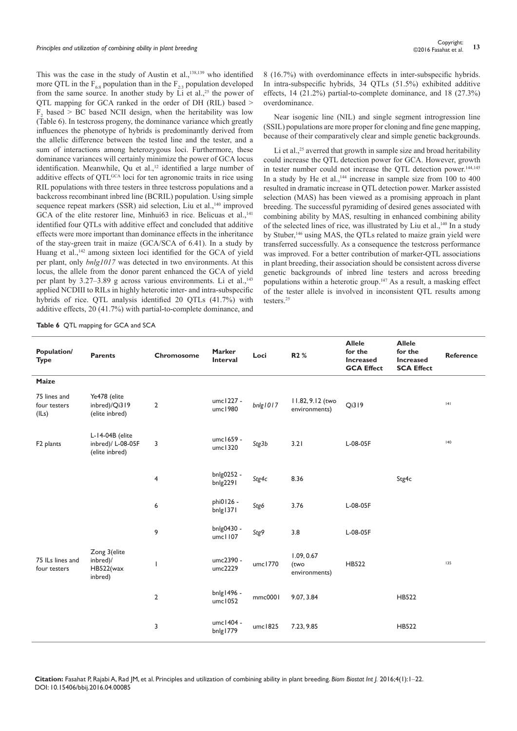This was the case in the study of Austin et al.,[138,139] who identified more QTL in the $F_{6:8}$ population than in the $F_{2:3}$ population developed from the same source. In another study by Li et al.,[25] the power of QTL mapping for GCA ranked in the order of DH (RIL) based > $F_2$ based > BC based NCII design, when the heritability was low (Table 6). In testcross progeny, the dominance variance which greatly influences the phenotype of hybrids is predominantly derived from the allelic difference between the tested line and the tester, and a sum of interactions among heterozygous loci. Furthermore, these dominance variances will certainly minimize the power of GCA locus identification. Meanwhile, Qu et al.,[12] identified a large number of additive effects of $QTL^{GCA}$ loci for ten agronomic traits in rice using RIL populations with three testers in three testcross populations and a backcross recombinant inbred line (BCRIL) population. Using simple sequence repeat markers (SSR) aid selection, Liu et al.,[140] improved GCA of the elite restorer line, Minhui63 in rice. Belicuas et al.,[141] identified four QTLs with additive effect and concluded that additive effects were more important than dominance effects in the inheritance of the stay-green trait in maize (GCA/SCA of 6.41). In a study by Huang et al.,[142] among sixteen loci identified for the GCA of yield per plant, only *bnlg1017* was detected in two environments. At this locus, the allele from the donor parent enhanced the GCA of yield per plant by 3.27–3.89 g across various environments. Li et al.,[143] applied NCDIII to RILs in highly heterotic inter- and intra-subspecific hybrids of rice. QTL analysis identified 20 QTLs (41.7%) with additive effects, 20 (41.7%) with partial-to-complete dominance, and 8 (16.7%) with overdominance effects in inter-subspecific hybrids. In intra-subspecific hybrids, 34 QTLs (51.5%) exhibited additive effects, 14 (21.2%) partial-to-complete dominance, and 18 (27.3%) overdominance.

Near isogenic line (NIL) and single segment introgression line (SSIL) populations are more proper for cloning and fine gene mapping, because of their comparatively clear and simple genetic backgrounds.

Li et al.,[25] averred that growth in sample size and broad heritability could increase the QTL detection power for GCA. However, growth in tester number could not increase the QTL detection power.[144,145] In a study by He et al.,[144] increase in sample size from 100 to 400 resulted in dramatic increase in QTL detection power. Marker assisted selection (MAS) has been viewed as a promising approach in plant breeding. The successful pyramiding of desired genes associated with combining ability by MAS, resulting in enhanced combining ability of the selected lines of rice, was illustrated by Liu et al.,[140] In a study by Stuber,[146] using MAS, the QTLs related to maize grain yield were transferred successfully. As a consequence the testcross performance was improved. For a better contribution of marker-QTL associations in plant breeding, their association should be consistent across diverse genetic backgrounds of inbred line testers and across breeding populations within a heterotic group.[147] As a result, a masking effect of the tester allele is involved in inconsistent QTL results among testers.[25]

**Table 6** QTL mapping for GCA and SCA

| Population/ Type | Parents | Chromosome | Marker Interval | Loci | R2 % | Allele for the Increased GCA Effect | Allele for the Increased SCA Effect | Reference |
|---|---|---|---|---|---|---|---|---|
| **Maize** | | | | | | | | |
| 75 lines and four testers (ILs) | Ye478 (elite inbred)/Qi319 (elite inbred) | 2 | umc1227 - umc1980 | *bnlg1017* | 11.82, 9.12 (two environments) | Qi319 | | 141 |
| F2 plants | L-14-04B (elite inbred)/ L-08-05F (elite inbred) | 3 | umc1659 - umc1320 | *Stg3b* | 3.21 | L-08-05F | | 140 |
| | | 4 | bnlg0252 - bnlg2291 | *Stg4c* | 8.36 | | Stg4c | |
| | | 6 | phi0126 - bnlg1371 | *Stg6* | 3.76 | L-08-05F | | |
| | | 9 | bnlg0430 - umc1107 | *Stg9* | 3.8 | L-08-05F | | |
| 75 ILs lines and four testers | Zong 3(elite inbred)/ HB522(wax inbred) | 1 | umc2390 - umc2229 | umc1770 | 1.09, 0.67 (two environments) | HB522 | | 135 |
| | | 2 | bnlg1496 - umc1052 | mmc0001 | 9.07, 3.84 | | HB522 | |
| | | 3 | umc1404 - bnlg1779 | umc1825 | 7.23, 9.85 | | HB522 | |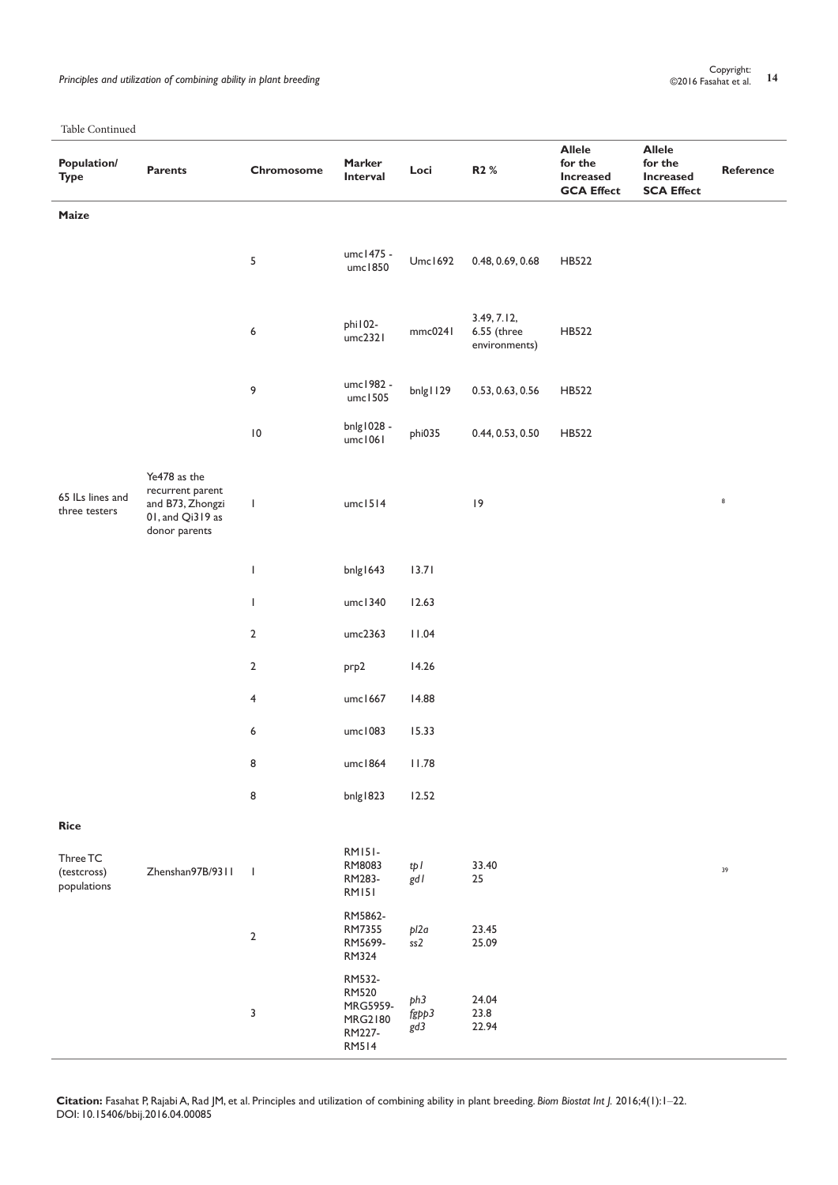Table Continued

| Population/ Type | Parents | Chromosome | Marker Interval | Loci | R2 % | Allele for the Increased GCA Effect | Allele for the Increased SCA Effect | Reference |
|---|---|---|---|---|---|---|---|---|
| **Maize** | | | | | | | | |
| | | 5 | umc1475 - umc1850 | Umc1692 | 0.48, 0.69, 0.68 | HB522 | | |
| | | 6 | phi102- umc2321 | mmc0241 | 3.49, 7.12, 6.55 (three environments) | HB522 | | |
| | | 9 | umc1982 - umc1505 | bnlg1129 | 0.53, 0.63, 0.56 | HB522 | | |
| | | 10 | bnlg1028 - umc1061 | phi035 | 0.44, 0.53, 0.50 | HB522 | | |
| 65 ILs lines and three testers | Ye478 as the recurrent parent and B73, Zhongzi 01, and Qi319 as donor parents | 1 | umc1514 | | 19 | | | 8 |
| | | 1 | bnlg1643 | 13.71 | | | | |
| | | 1 | umc1340 | 12.63 | | | | |
| | | 2 | umc2363 | 11.04 | | | | |
| | | 2 | prp2 | 14.26 | | | | |
| | | 4 | umc1667 | 14.88 | | | | |
| | | 6 | umc1083 | 15.33 | | | | |
| | | 8 | umc1864 | 11.78 | | | | |
| | | 8 | bnlg1823 | 12.52 | | | | |
| **Rice** | | | | | | | | |
| Three TC (testcross) populations | Zhenshan97B/9311 | 1 | RM151- RM8083 RM283- RM151 | *tp1* *gd1* | 33.40 25 | | | 39 |
| | | 2 | RM5862- RM7355 RM5699- RM324 | *pl2a* *ss2* | 23.45 25.09 | | | |
| | | 3 | RM532- RM520 MRG5959- MRG2180 RM227- RM514 | *ph3* *fgpp3* *gd3* | 24.04 23.8 22.94 | | | |

**Citation:** Fasahat P, Rajabi A, Rad JM, et al. Principles and utilization of combining ability in plant breeding. *Biom Biostat Int J.* 2016;4(1):1‒22. DOI: 10.15406/bbij.2016.04.00085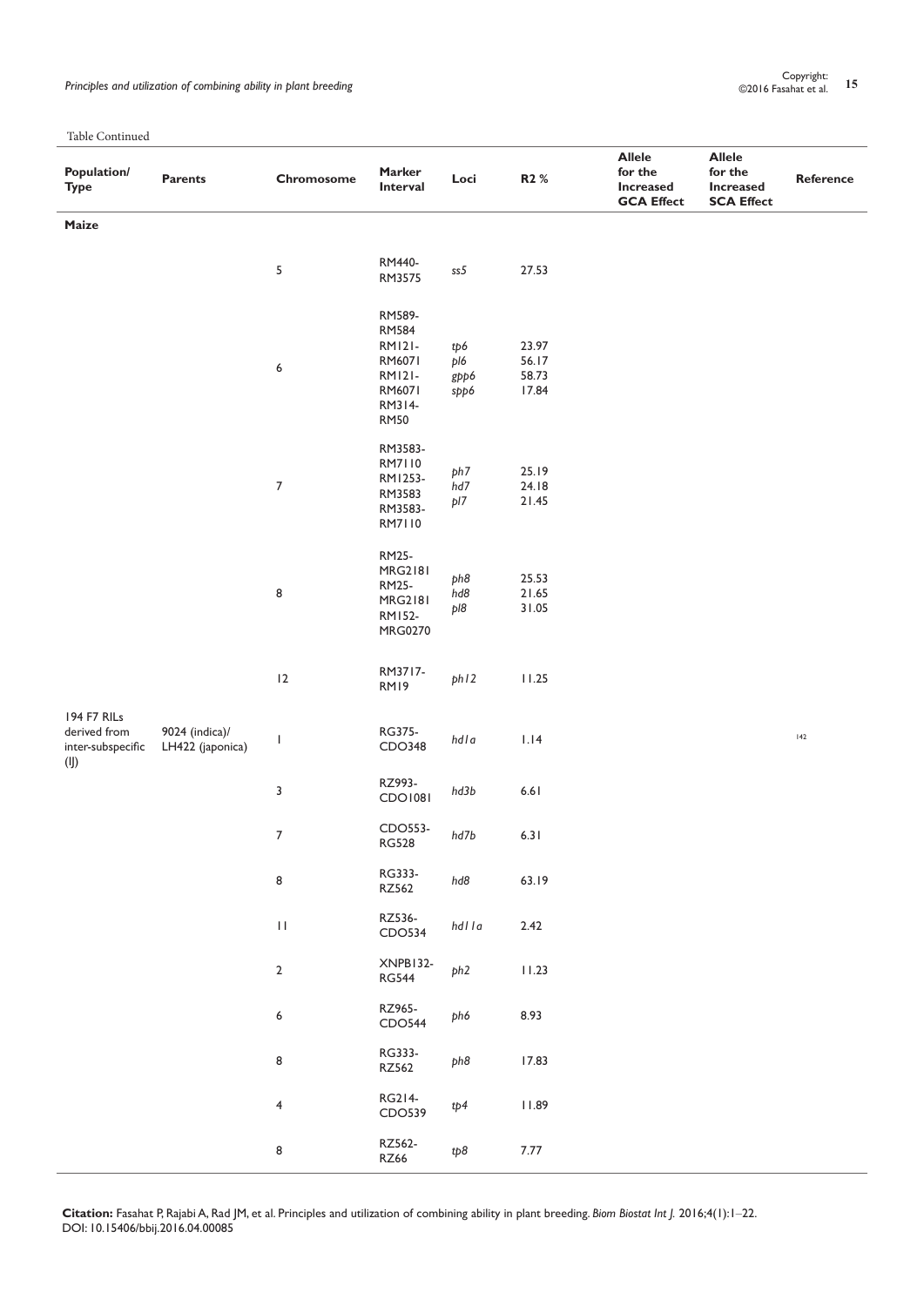Table Continued

| Population/ Type | Parents | Chromosome | Marker Interval | Loci | R2 % | Allele for the Increased GCA Effect | Allele for the Increased SCA Effect | Reference |
|---|---|---|---|---|---|---|---|---|
| **Maize** | | | | | | | | |
| | | 5 | RM440-RM3575 | *ss5* | 27.53 | | | |
| | | 6 | RM589-RM584 RM121-RM6071 RM121-RM6071 RM314-RM50 | *tp6* *pl6* *gpp6* *spp6* | 23.97 56.17 58.73 17.84 | | | |
| | | 7 | RM3583-RM7110 RM1253-RM3583 RM3583-RM7110 | *ph7* *hd7* *pl7* | 25.19 24.18 21.45 | | | |
| | | 8 | RM25-MRG2181 RM25-MRG2181 RM152-MRG0270 | *ph8* *hd8* *pl8* | 25.53 21.65 31.05 | | | |
| | | 12 | RM3717-RM19 | *ph12* | 11.25 | | | |
| 194 F7 RILs derived from inter-subspecific (IJ) | 9024 (indica)/ LH422 (japonica) | 1 | RG375-CDO348 | *hd1a* | 1.14 | | | 142 |
| | | 3 | RZ993-CDO1081 | *hd3b* | 6.61 | | | |
| | | 7 | CDO553-RG528 | *hd7b* | 6.31 | | | |
| | | 8 | RG333-RZ562 | *hd8* | 63.19 | | | |
| | | 11 | RZ536-CDO534 | *hd11a* | 2.42 | | | |
| | | 2 | XNPB132-RG544 | *ph2* | 11.23 | | | |
| | | 6 | RZ965-CDO544 | *ph6* | 8.93 | | | |
| | | 8 | RG333-RZ562 | *ph8* | 17.83 | | | |
| | | 4 | RG214-CDO539 | *tp4* | 11.89 | | | |
| | | 8 | RZ562-RZ66 | *tp8* | 7.77 | | | |

**Citation:** Fasahat P, Rajabi A, Rad JM, et al. Principles and utilization of combining ability in plant breeding. *Biom Biostat Int J.* 2016;4(1):1–22. DOI: 10.15406/bbij.2016.04.00085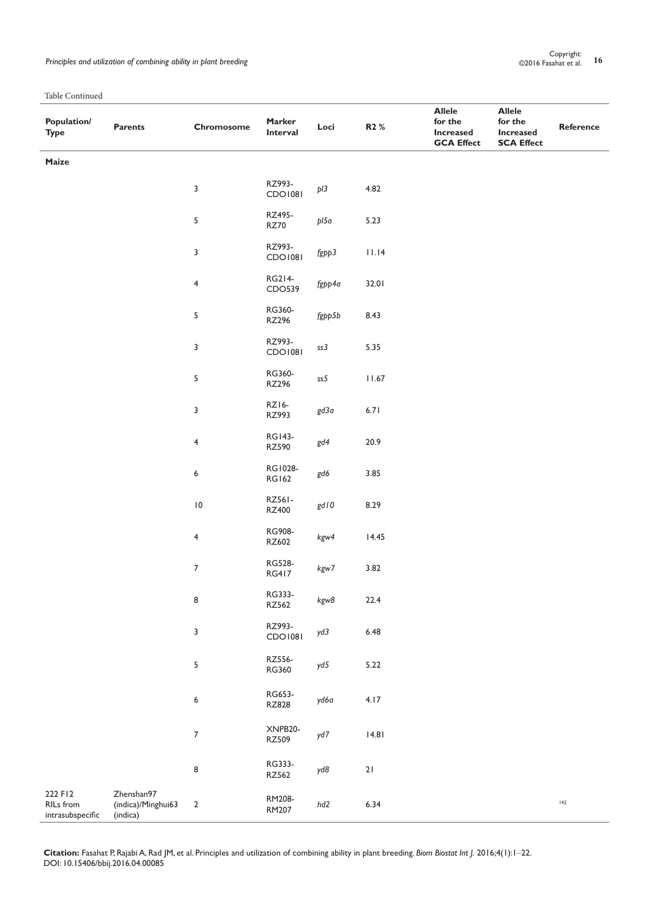Table Continued

| Population/ Type | Parents | Chromosome | Marker Interval | Loci | R2 % | Allele for the Increased GCA Effect | Allele for the Increased SCA Effect | Reference |
|---|---|---|---|---|---|---|---|---|
| **Maize** | | | | | | | | |
| | | 3 | RZ993-CDO1081 | *pl3* | 4.82 | | | |
| | | 5 | RZ495-RZ70 | *pl5a* | 5.23 | | | |
| | | 3 | RZ993-CDO1081 | *fgpp3* | 11.14 | | | |
| | | 4 | RG214-CDO539 | *fgpp4a* | 32.01 | | | |
| | | 5 | RG360-RZ296 | *fgpp5b* | 8.43 | | | |
| | | 3 | RZ993-CDO1081 | *ss3* | 5.35 | | | |
| | | 5 | RG360-RZ296 | *ss5* | 11.67 | | | |
| | | 3 | RZ16-RZ993 | *gd3a* | 6.71 | | | |
| | | 4 | RG143-RZ590 | *gd4* | 20.9 | | | |
| | | 6 | RG1028-RG162 | *gd6* | 3.85 | | | |
| | | 10 | RZ561-RZ400 | *gd10* | 8.29 | | | |
| | | 4 | RG908-RZ602 | *kgw4* | 14.45 | | | |
| | | 7 | RG528-RG417 | *kgw7* | 3.82 | | | |
| | | 8 | RG333-RZ562 | *kgw8* | 22.4 | | | |
| | | 3 | RZ993-CDO1081 | *yd3* | 6.48 | | | |
| | | 5 | RZ556-RG360 | *yd5* | 5.22 | | | |
| | | 6 | RG653-RZ828 | *yd6a* | 4.17 | | | |
| | | 7 | XNPB20-RZ509 | *yd7* | 14.81 | | | |
| | | 8 | RG333-RZ562 | *yd8* | 21 | | | |
| 222 F12 RILs from intrasubspecific | Zhenshan97 (indica)/Minghui63 (indica) | 2 | RM208-RM207 | *hd2* | 6.34 | | | 142 |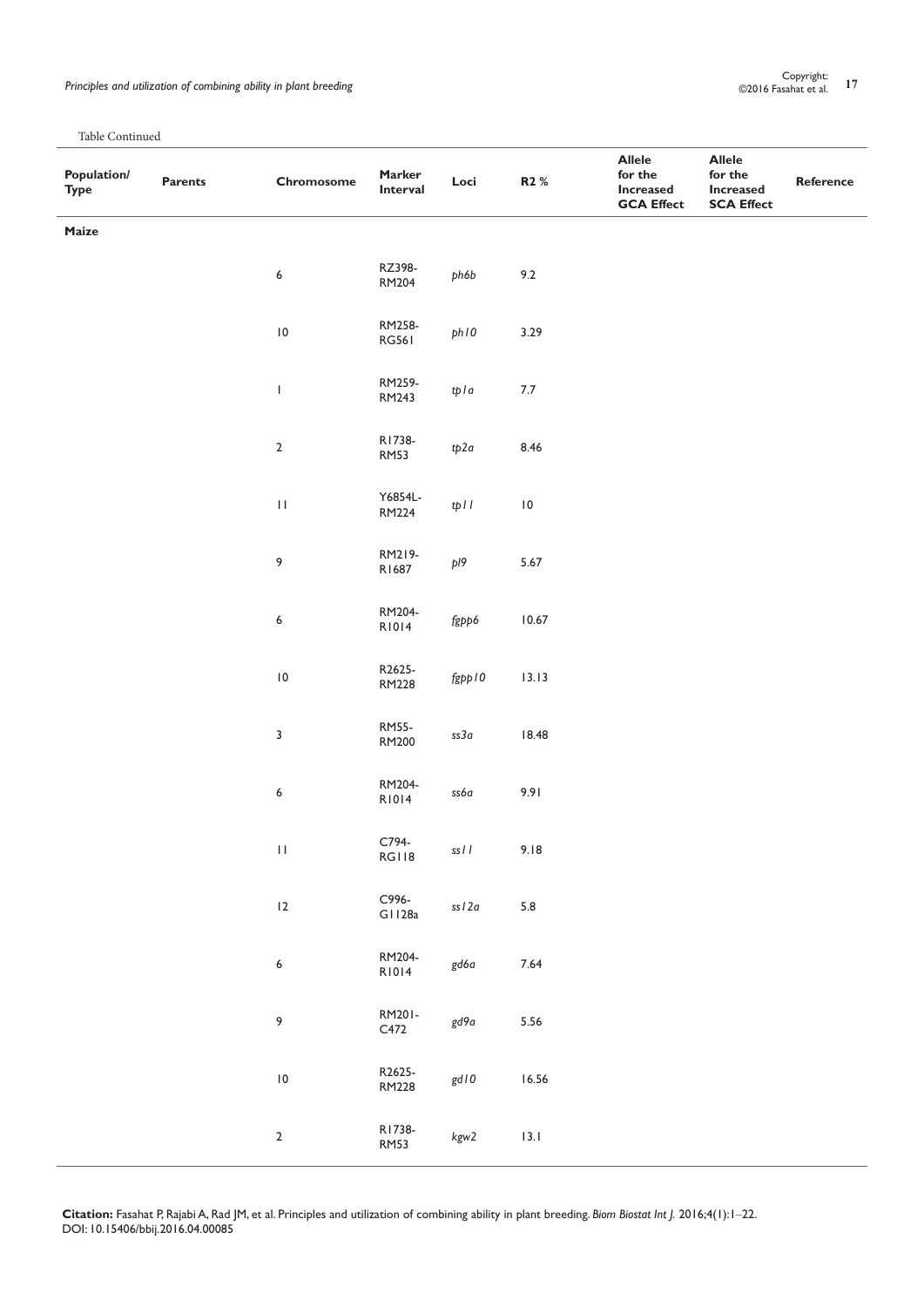Table Continued

| Population/ Type | Parents | Chromosome | Marker Interval | Loci | R2 % | Allele for the Increased GCA Effect | Allele for the Increased SCA Effect | Reference |
|---|---|---|---|---|---|---|---|---|
| **Maize** | | | | | | | | |
| | | 6 | RZ398-RM204 | *ph6b* | 9.2 | | | |
| | | 10 | RM258-RG561 | *ph10* | 3.29 | | | |
| | | 1 | RM259-RM243 | *tp1a* | 7.7 | | | |
| | | 2 | R1738-RM53 | *tp2a* | 8.46 | | | |
| | | 11 | Y6854L-RM224 | *tp11* | 10 | | | |
| | | 9 | RM219-R1687 | *pl9* | 5.67 | | | |
| | | 6 | RM204-R1014 | *fgpp6* | 10.67 | | | |
| | | 10 | R2625-RM228 | *fgpp10* | 13.13 | | | |
| | | 3 | RM55-RM200 | *ss3a* | 18.48 | | | |
| | | 6 | RM204-R1014 | *ss6a* | 9.91 | | | |
| | | 11 | C794-RG118 | *ss11* | 9.18 | | | |
| | | 12 | C996-G1128a | *ss12a* | 5.8 | | | |
| | | 6 | RM204-R1014 | *gd6a* | 7.64 | | | |
| | | 9 | RM201-C472 | *gd9a* | 5.56 | | | |
| | | 10 | R2625-RM228 | *gd10* | 16.56 | | | |
| | | 2 | R1738-RM53 | *kgw2* | 13.1 | | | |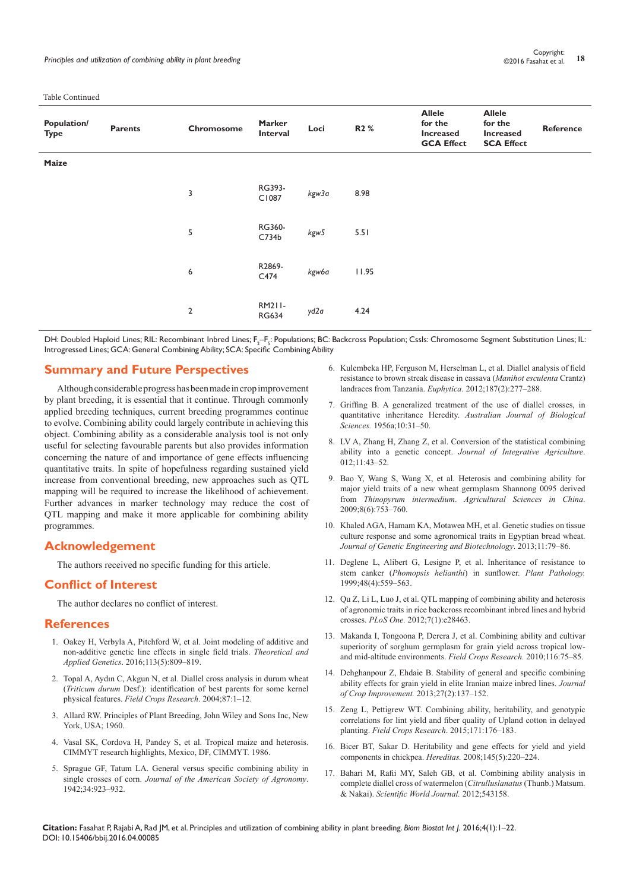Table Continued

| Population/ Type | Parents | Chromosome | Marker Interval | Loci | R2 % | Allele for the Increased GCA Effect | Allele for the Increased SCA Effect | Reference |
|---|---|---|---|---|---|---|---|---|
| **Maize** | | | | | | | | |
| | | 3 | RG393-C1087 | *kgw3a* | 8.98 | | | |
| | | 5 | RG360-C734b | *kgw5* | 5.51 | | | |
| | | 6 | R2869-C474 | *kgw6a* | 11.95 | | | |
| | | 2 | RM211-RG634 | *yd2a* | 4.24 | | | |

DH: Doubled Haploid Lines; RIL: Recombinant Inbred Lines; $F_2$–$F_5$: Populations; BC: Backcross Population; Cssls: Chromosome Segment Substitution Lines; IL: Introgressed Lines; GCA: General Combining Ability; SCA: Specific Combining Ability

## Summary and Future Perspectives

Although considerable progress has been made in crop improvement by plant breeding, it is essential that it continue. Through commonly applied breeding techniques, current breeding programmes continue to evolve. Combining ability could largely contribute in achieving this object. Combining ability as a considerable analysis tool is not only useful for selecting favourable parents but also provides information concerning the nature of and importance of gene effects influencing quantitative traits. In spite of hopefulness regarding sustained yield increase from conventional breeding, new approaches such as QTL mapping will be required to increase the likelihood of achievement. Further advances in marker technology may reduce the cost of QTL mapping and make it more applicable for combining ability programmes.

## Acknowledgement

The authors received no specific funding for this article.

## Conflict of Interest

The author declares no conflict of interest.

## References

1. Oakey H, Verbyla A, Pitchford W, et al. Joint modeling of additive and non-additive genetic line effects in single field trials. *Theoretical and Applied Genetics*. 2016;113(5):809–819.
2. Topal A, Aydın C, Akgun N, et al. Diallel cross analysis in durum wheat (*Triticum durum* Desf.): identification of best parents for some kernel physical features. *Field Crops Research*. 2004;87:1–12.
3. Allard RW. Principles of Plant Breeding, John Wiley and Sons Inc, New York, USA; 1960.
4. Vasal SK, Cordova H, Pandey S, et al. Tropical maize and heterosis. CIMMYT research highlights, Mexico, DF, CIMMYT. 1986.
5. Sprague GF, Tatum LA. General versus specific combining ability in single crosses of corn. *Journal of the American Society of Agronomy*. 1942;34:923–932.
6. Kulembeka HP, Ferguson M, Herselman L, et al. Diallel analysis of field resistance to brown streak disease in cassava (*Manihot esculenta* Crantz) landraces from Tanzania. *Euphytica*. 2012;187(2):277–288.
7. Griffing B. A generalized treatment of the use of diallel crosses, in quantitative inheritance Heredity. *Australian Journal of Biological Sciences.* 1956a;10:31–50.
8. LV A, Zhang H, Zhang Z, et al. Conversion of the statistical combining ability into a genetic concept. *Journal of Integrative Agriculture*. 012;11:43–52.
9. Bao Y, Wang S, Wang X, et al. Heterosis and combining ability for major yield traits of a new wheat germplasm Shannong 0095 derived from *Thinopyrum intermedium*. *Agricultural Sciences in China*. 2009;8(6):753–760.
10. Khaled AGA, Hamam KA, Motawea MH, et al. Genetic studies on tissue culture response and some agronomical traits in Egyptian bread wheat. *Journal of Genetic Engineering and Biotechnology*. 2013;11:79–86.
11. Deglene L, Alibert G, Lesigne P, et al. Inheritance of resistance to stem canker (*Phomopsis helianthi*) in sunflower. *Plant Pathology.* 1999;48(4):559–563.
12. Qu Z, Li L, Luo J, et al. QTL mapping of combining ability and heterosis of agronomic traits in rice backcross recombinant inbred lines and hybrid crosses. *PLoS One.* 2012;7(1):e28463.
13. Makanda I, Tongoona P, Derera J, et al. Combining ability and cultivar superiority of sorghum germplasm for grain yield across tropical low- and mid-altitude environments. *Field Crops Research.* 2010;116:75–85.
14. Dehghanpour Z, Ehdaie B. Stability of general and specific combining ability effects for grain yield in elite Iranian maize inbred lines. *Journal of Crop Improvement.* 2013;27(2):137–152.
15. Zeng L, Pettigrew WT. Combining ability, heritability, and genotypic correlations for lint yield and fiber quality of Upland cotton in delayed planting. *Field Crops Research*. 2015;171:176–183.
16. Bicer BT, Sakar D. Heritability and gene effects for yield and yield components in chickpea. *Hereditas.* 2008;145(5):220–224.
17. Bahari M, Rafii MY, Saleh GB, et al. Combining ability analysis in complete diallel cross of watermelon (*Citrulluslanatus* (Thunb.) Matsum. & Nakai). *Scientific World Journal.* 2012;543158.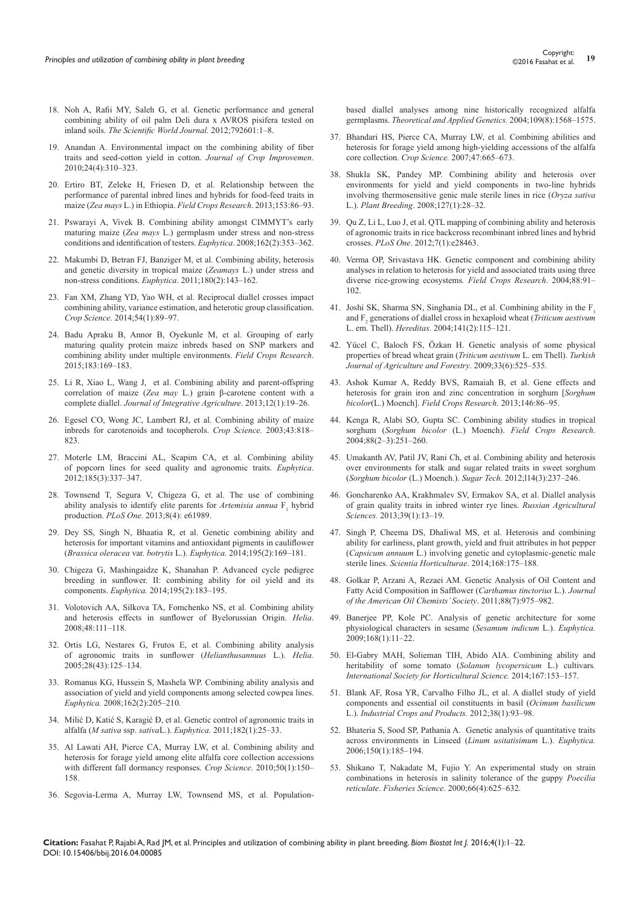18. Noh A, Rafii MY, Saleh G, et al. Genetic performance and general combining ability of oil palm Deli dura x AVROS pisifera tested on inland soils. *The Scientific World Journal.* 2012;792601:1–8.

19. Anandan A. Environmental impact on the combining ability of fiber traits and seed-cotton yield in cotton. *Journal of Crop Improvemen*. 2010;24(4):310–323.

20. Ertiro BT, Zeleke H, Friesen D, et al. Relationship between the performance of parental inbred lines and hybrids for food-feed traits in maize (*Zea mays* L.) in Ethiopia. *Field Crops Research*. 2013;153:86–93.

21. Pswarayi A, Vivek B. Combining ability amongst CIMMYT's early maturing maize (*Zea mays* L.) germplasm under stress and non-stress conditions and identification of testers. *Euphytica*. 2008;162(2):353–362.

22. Makumbi D, Betran FJ, Banziger M, et al. Combining ability, heterosis and genetic diversity in tropical maize (*Zeamays* L.) under stress and non-stress conditions. *Euphytica*. 2011;180(2):143–162.

23. Fan XM, Zhang YD, Yao WH, et al. Reciprocal diallel crosses impact combining ability, variance estimation, and heterotic group classification. *Crop Science.* 2014;54(1):89–97.

24. Badu Apraku B, Annor B, Oyekunle M, et al. Grouping of early maturing quality protein maize inbreds based on SNP markers and combining ability under multiple environments. *Field Crops Research*. 2015;183:169–183.

25. Li R, Xiao L, Wang J, et al. Combining ability and parent-offspring correlation of maize (*Zea may* L.) grain β-carotene content with a complete diallel. *Journal of Integrative Agriculture*. 2013;12(1):19–26.

26. Egesel CO, Wong JC, Lambert RJ, et al. Combining ability of maize inbreds for carotenoids and tocopherols. *Crop Science.* 2003;43:818–823.

27. Moterle LM, Braccini AL, Scapim CA, et al. Combining ability of popcorn lines for seed quality and agronomic traits. *Euphytica*. 2012;185(3):337–347.

28. Townsend T, Segura V, Chigeza G, et al. The use of combining ability analysis to identify elite parents for *Artemisia annua* $F_1$ hybrid production. *PLoS One.* 2013;8(4): e61989.

29. Dey SS, Singh N, Bhaatia R, et al. Genetic combining ability and heterosis for important vitamins and antioxidant pigments in cauliflower (*Brassica oleracea* var. *botrytis* L.). *Euphytica.* 2014;195(2):169–181.

30. Chigeza G, Mashingaidze K, Shanahan P. Advanced cycle pedigree breeding in sunflower. II: combining ability for oil yield and its components. *Euphytica.* 2014;195(2):183–195.

31. Volotovich AA, Silkova TA, Fomchenko NS, et al. Combining ability and heterosis effects in sunflower of Byelorussian Origin. *Helia*. 2008;48:111–118.

32. Ortis LG, Nestares G, Frutos E, et al. Combining ability analysis of agronomic traits in sunflower (*Helianthusannuus* L.). *Helia.* 2005;28(43):125–134.

33. Romanus KG, Hussein S, Mashela WP. Combining ability analysis and association of yield and yield components among selected cowpea lines. *Euphytica.* 2008;162(2):205–210.

34. Milić D, Katić S, Karagić Đ, et al. Genetic control of agronomic traits in alfalfa (*M sativa* ssp. *sativa*L.). *Euphytica.* 2011;182(1):25–33.

35. Al Lawati AH, Pierce CA, Murray LW, et al. Combining ability and heterosis for forage yield among elite alfalfa core collection accessions with different fall dormancy responses. *Crop Science*. 2010;50(1):150–158.

36. Segovia-Lerma A, Murray LW, Townsend MS, et al. Population-based diallel analyses among nine historically recognized alfalfa germplasms. *Theoretical and Applied Genetics*. 2004;109(8):1568–1575.

37. Bhandari HS, Pierce CA, Murray LW, et al. Combining abilities and heterosis for forage yield among high-yielding accessions of the alfalfa core collection. *Crop Science.* 2007;47:665–673.

38. Shukla SK, Pandey MP. Combining ability and heterosis over environments for yield and yield components in two-line hybrids involving thermosensitive genic male sterile lines in rice (*Oryza sativa* L.). *Plant Breeding*. 2008;127(1):28–32.

39. Qu Z, Li L, Luo J, et al. QTL mapping of combining ability and heterosis of agronomic traits in rice backcross recombinant inbred lines and hybrid crosses. *PLoS One*. 2012;7(1):e28463.

40. Verma OP, Srivastava HK. Genetic component and combining ability analyses in relation to heterosis for yield and associated traits using three diverse rice-growing ecosystems*. Field Crops Research*. 2004;88:91–102.

41. Joshi SK, Sharma SN, Singhania DL, et al. Combining ability in the $F_1$ and $F_2$ generations of diallel cross in hexaploid wheat (*Triticum aestivum* L. em. Thell). *Hereditas.* 2004;141(2):115–121.

42. Yücel C, Baloch FS, Özkan H. Genetic analysis of some physical properties of bread wheat grain (*Triticum aestivum* L. em Thell). *Turkish Journal of Agriculture and Forestry*. 2009;33(6):525–535.

43. Ashok Kumar A, Reddy BVS, Ramaiah B, et al. Gene effects and heterosis for grain iron and zinc concentration in sorghum [*Sorghum bicolor*(L.) Moench]. *Field Crops Research*. 2013;146:86–95.

44. Kenga R, Alabi SO, Gupta SC. Combining ability studies in tropical sorghum (*Sorghum bicolor* (L.) Moench). *Field Crops Research*. 2004;88(2–3):251–260.

45. Umakanth AV, Patil JV, Rani Ch, et al. Combining ability and heterosis over environments for stalk and sugar related traits in sweet sorghum (*Sorghum bicolor* (L.) Moench.). *Sugar Tech.* 2012;l14(3):237–246.

46. Goncharenko AA, Krakhmalev SV, Ermakov SA, et al. Diallel analysis of grain quality traits in inbred winter rye lines. *Russian Agricultural Sciences.* 2013;39(1):13–19.

47. Singh P, Cheema DS, Dhaliwal MS, et al. Heterosis and combining ability for earliness, plant growth, yield and fruit attributes in hot pepper (*Capsicum annuum* L.) involving genetic and cytoplasmic-genetic male sterile lines. *Scientia Horticulturae*. 2014;168:175–188.

48. Golkar P, Arzani A, Rezaei AM. Genetic Analysis of Oil Content and Fatty Acid Composition in Safflower (*Carthamus tinctorius* L.). *Journal of the American Oil Chemists' Society*. 2011;88(7):975–982.

49. Banerjee PP, Kole PC. Analysis of genetic architecture for some physiological characters in sesame (*Sesamum indicum* L.). *Euphytica.* 2009;168(1):11–22.

50. El-Gabry MAH, Solieman TIH, Abido AIA. Combining ability and heritability of some tomato (*Solanum lycopersicum* L.) cultivars*. International Society for Horticultural Science.* 2014;167:153–157.

51. Blank AF, Rosa YR, Carvalho Filho JL, et al. A diallel study of yield components and essential oil constituents in basil (*Ocimum basilicum* L.). *Industrial Crops and Products.* 2012;38(1):93–98.

52. Bhateria S, Sood SP, Pathania A. Genetic analysis of quantitative traits across environments in Linseed (*Linum usitatisimum* L.). *Euphytica.* 2006;150(1):185–194.

53. Shikano T, Nakadate M, Fujio Y. An experimental study on strain combinations in heterosis in salinity tolerance of the guppy *Poecilia reticulate*. *Fisheries Science*. 2000;66(4):625–632.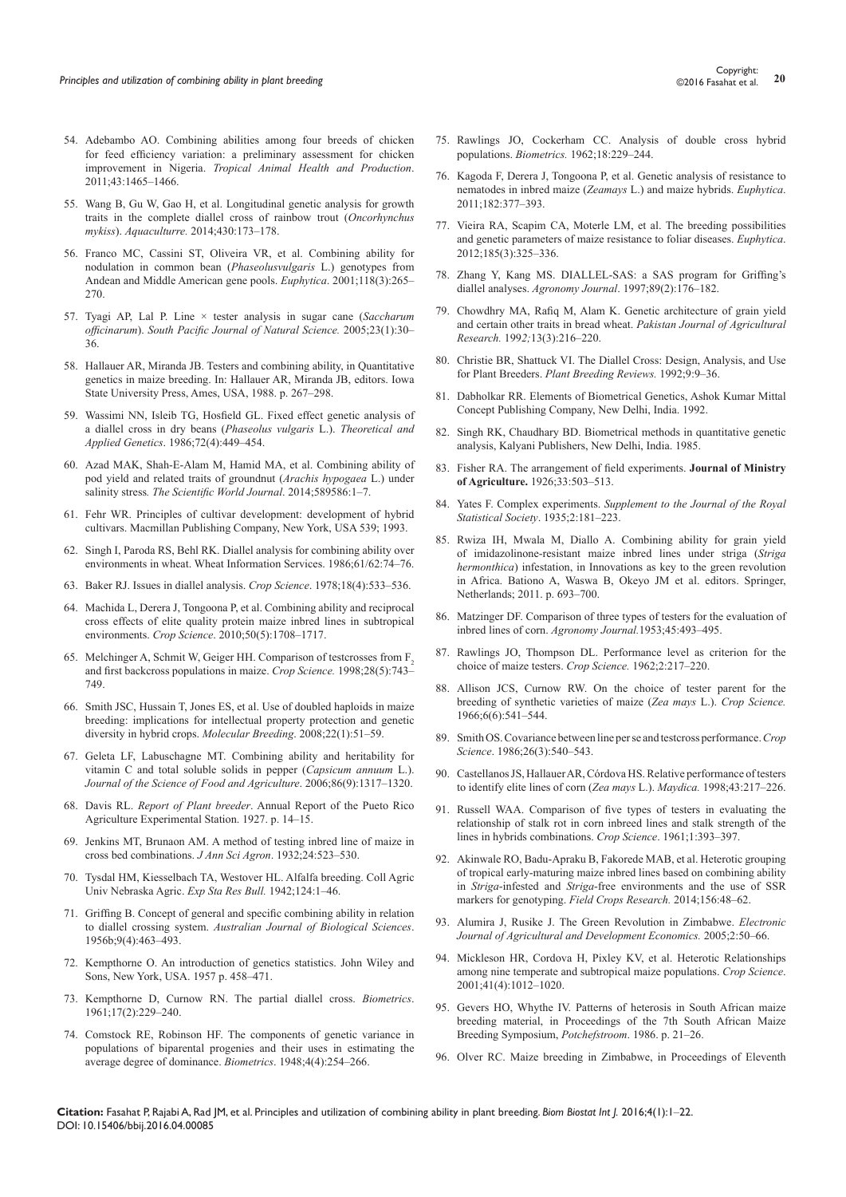54. Adebambo AO. Combining abilities among four breeds of chicken for feed efficiency variation: a preliminary assessment for chicken improvement in Nigeria. *Tropical Animal Health and Production*. 2011;43:1465–1466.

55. Wang B, Gu W, Gao H, et al. Longitudinal genetic analysis for growth traits in the complete diallel cross of rainbow trout (*Oncorhynchus mykiss*). *Aquaculturre.* 2014;430:173–178.

56. Franco MC, Cassini ST, Oliveira VR, et al. Combining ability for nodulation in common bean (*Phaseolusvulgaris* L.) genotypes from Andean and Middle American gene pools. *Euphytica*. 2001;118(3):265–270.

57. Tyagi AP, Lal P. Line × tester analysis in sugar cane (*Saccharum officinarum*). *South Pacific Journal of Natural Science.* 2005;23(1):30–36.

58. Hallauer AR, Miranda JB. Testers and combining ability, in Quantitative genetics in maize breeding. In: Hallauer AR, Miranda JB, editors. Iowa State University Press, Ames, USA, 1988. p. 267–298.

59. Wassimi NN, Isleib TG, Hosfield GL. Fixed effect genetic analysis of a diallel cross in dry beans (*Phaseolus vulgaris* L.). *Theoretical and Applied Genetics*. 1986;72(4):449–454.

60. Azad MAK, Shah-E-Alam M, Hamid MA, et al. Combining ability of pod yield and related traits of groundnut (*Arachis hypogaea* L.) under salinity stress*. The Scientific World Journal*. 2014;589586:1–7.

61. Fehr WR. Principles of cultivar development: development of hybrid cultivars. Macmillan Publishing Company, New York, USA 539; 1993.

62. Singh I, Paroda RS, Behl RK. Diallel analysis for combining ability over environments in wheat. Wheat Information Services. 1986;61/62:74–76.

63. Baker RJ. Issues in diallel analysis. *Crop Science*. 1978;18(4):533–536.

64. Machida L, Derera J, Tongoona P, et al. Combining ability and reciprocal cross effects of elite quality protein maize inbred lines in subtropical environments. *Crop Science*. 2010;50(5):1708–1717.

65. Melchinger A, Schmit W, Geiger HH. Comparison of testcrosses from $F_2$ and first backcross populations in maize. *Crop Science.* 1998;28(5):743–749.

66. Smith JSC, Hussain T, Jones ES, et al. Use of doubled haploids in maize breeding: implications for intellectual property protection and genetic diversity in hybrid crops. *Molecular Breeding*. 2008;22(1):51–59.

67. Geleta LF, Labuschagne MT. Combining ability and heritability for vitamin C and total soluble solids in pepper (*Capsicum annuum* L.). *Journal of the Science of Food and Agriculture*. 2006;86(9):1317–1320.

68. Davis RL. *Report of Plant breeder*. Annual Report of the Pueto Rico Agriculture Experimental Station. 1927. p. 14–15.

69. Jenkins MT, Brunaon AM. A method of testing inbred line of maize in cross bed combinations. *J Ann Sci Agron*. 1932;24:523–530.

70. Tysdal HM, Kiesselbach TA, Westover HL. Alfalfa breeding. Coll Agric Univ Nebraska Agric. *Exp Sta Res Bull.* 1942;124:1–46.

71. Griffing B. Concept of general and specific combining ability in relation to diallel crossing system. *Australian Journal of Biological Sciences*. 1956b;9(4):463–493.

72. Kempthorne O. An introduction of genetics statistics. John Wiley and Sons, New York, USA. 1957 p. 458–471.

73. Kempthorne D, Curnow RN. The partial diallel cross. *Biometrics*. 1961;17(2):229–240.

74. Comstock RE, Robinson HF. The components of genetic variance in populations of biparental progenies and their uses in estimating the average degree of dominance. *Biometrics*. 1948;4(4):254–266.

75. Rawlings JO, Cockerham CC. Analysis of double cross hybrid populations. *Biometrics.* 1962;18:229–244.

76. Kagoda F, Derera J, Tongoona P, et al. Genetic analysis of resistance to nematodes in inbred maize (*Zeamays* L.) and maize hybrids. *Euphytica*. 2011;182:377–393.

77. Vieira RA, Scapim CA, Moterle LM, et al. The breeding possibilities and genetic parameters of maize resistance to foliar diseases. *Euphytica*. 2012;185(3):325–336.

78. Zhang Y, Kang MS. DIALLEL-SAS: a SAS program for Griffing's diallel analyses. *Agronomy Journal*. 1997;89(2):176–182.

79. Chowdhry MA, Rafiq M, Alam K. Genetic architecture of grain yield and certain other traits in bread wheat. *Pakistan Journal of Agricultural Research.* 1992*;*13(3):216–220.

80. Christie BR, Shattuck VI. The Diallel Cross: Design, Analysis, and Use for Plant Breeders. *Plant Breeding Reviews.* 1992;9:9–36.

81. Dabholkar RR. Elements of Biometrical Genetics, Ashok Kumar Mittal Concept Publishing Company, New Delhi, India. 1992.

82. Singh RK, Chaudhary BD. Biometrical methods in quantitative genetic analysis, Kalyani Publishers, New Delhi, India. 1985.

83. Fisher RA. The arrangement of field experiments. **Journal of Ministry of Agriculture.** 1926;33:503–513.

84. Yates F. Complex experiments. *Supplement to the Journal of the Royal Statistical Society*. 1935;2:181–223.

85. Rwiza IH, Mwala M, Diallo A. Combining ability for grain yield of imidazolinone-resistant maize inbred lines under striga (*Striga hermonthica*) infestation, in Innovations as key to the green revolution in Africa. Bationo A, Waswa B, Okeyo JM et al. editors. Springer, Netherlands; 2011. p. 693–700.

86. Matzinger DF. Comparison of three types of testers for the evaluation of inbred lines of corn. *Agronomy Journal.*1953;45:493–495.

87. Rawlings JO, Thompson DL. Performance level as criterion for the choice of maize testers. *Crop Science.* 1962;2:217–220.

88. Allison JCS, Curnow RW. On the choice of tester parent for the breeding of synthetic varieties of maize (*Zea mays* L.). *Crop Science.* 1966;6(6):541–544.

89. Smith OS. Covariance between line per se and testcross performance. *Crop Science*. 1986;26(3):540–543.

90. Castellanos JS, Hallauer AR, Córdova HS. Relative performance of testers to identify elite lines of corn (*Zea mays* L.). *Maydica.* 1998;43:217–226.

91. Russell WAA. Comparison of five types of testers in evaluating the relationship of stalk rot in corn inbreed lines and stalk strength of the lines in hybrids combinations. *Crop Science*. 1961;1:393–397.

92. Akinwale RO, Badu-Apraku B, Fakorede MAB, et al. Heterotic grouping of tropical early-maturing maize inbred lines based on combining ability in *Striga*-infested and *Striga*-free environments and the use of SSR markers for genotyping. *Field Crops Research.* 2014;156:48–62.

93. Alumira J, Rusike J. The Green Revolution in Zimbabwe. *Electronic Journal of Agricultural and Development Economics.* 2005;2:50–66.

94. Mickleson HR, Cordova H, Pixley KV, et al. Heterotic Relationships among nine temperate and subtropical maize populations. *Crop Science*. 2001;41(4):1012–1020.

95. Gevers HO, Whythe IV. Patterns of heterosis in South African maize breeding material, in Proceedings of the 7th South African Maize Breeding Symposium, *Potchefstroom*. 1986. p. 21–26.

96. Olver RC. Maize breeding in Zimbabwe, in Proceedings of Eleventh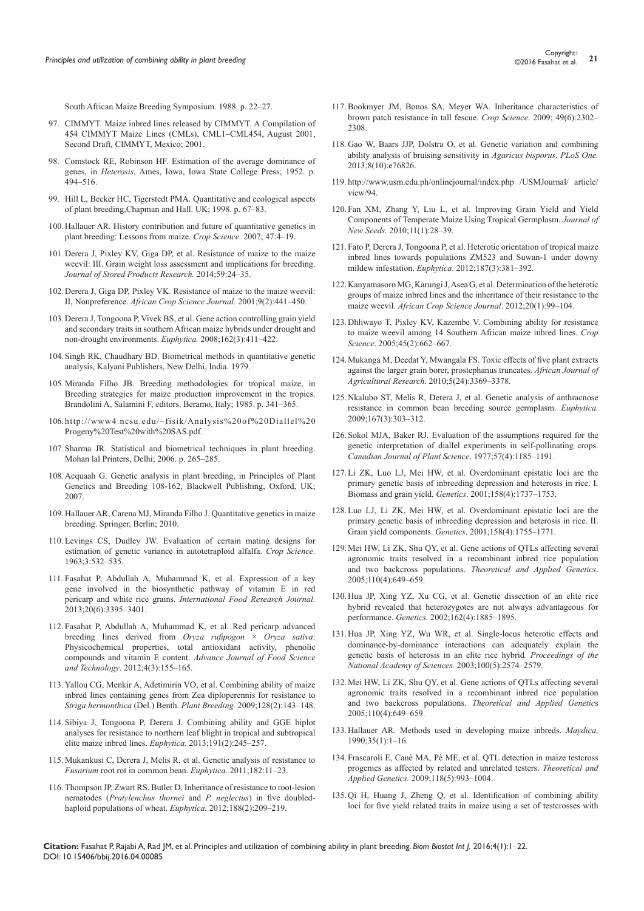South African Maize Breeding Symposium. 1988. p. 22–27.

97. CIMMYT. Maize inbred lines released by CIMMYT. A Compilation of 454 CIMMYT Maize Lines (CMLs), CML1–CML454, August 2001, Second Draft*,* CIMMYT, Mexico; 2001.

98. Comstock RE, Robinson HF. Estimation of the average dominance of genes, in *Heterosis*, Ames, Iowa, Iowa State College Press; 1952. p. 494–516.

99. Hill L, Becker HC, Tigerstedt PMA. Quantitative and ecological aspects of plant breeding,Chapman and Hall. UK; 1998. p. 67–83.

100. Hallauer AR. History contribution and future of quantitative genetics in plant breeding: Lessons from maize. *Crop Science.* 2007; 47:4–19.

101. Derera J, Pixley KV, Giga DP, et al. Resistance of maize to the maize weevil: III. Grain weight loss assessment and implications for breeding. *Journal of Stored Products Research.* 2014;59:24–35.

102. Derera J, Giga DP, Pixley VK. Resistance of maize to the maize weevil: II, Nonpreference. *African Crop Science Journal.* 2001;9(2):441–450.

103. Derera J, Tongoona P, Vivek BS, et al. Gene action controlling grain yield and secondary traits in southern African maize hybrids under drought and non-drought environments. *Euphytica.* 2008;162(3):411–422.

104. Singh RK, Chaudhary BD. Biometrical methods in quantitative genetic analysis, Kalyani Publishers, New Delhi, India. 1979.

105. Miranda Filho JB. Breeding methodologies for tropical maize, in Breeding strategies for maize production improvement in the tropics. Brandolini A, Salamini F, editors. Beramo, Italy; 1985. p. 341–365.

106. http://www4.ncsu.edu/~fisik/Analysis%20of%20Diallel%20Progeny%20Test%20with%20SAS.pdf.

107. Sharma JR. Statistical and biometrical techniques in plant breeding. Mohan lal Printers, Delhi; 2006. p. 265–285.

108. Acquaah G. Genetic analysis in plant breeding, in Principles of Plant Genetics and Breeding 108-162, Blackwell Publishing, Oxford, UK; 2007.

109. Hallauer AR, Carena MJ, Miranda Filho J. Quantitative genetics in maize breeding. Springer, Berlin; 2010.

110. Levings CS, Dudley JW. Evaluation of certain mating designs for estimation of genetic variance in autotetraploid alfalfa. *Crop Science.* 1963;3:532–535.

111. Fasahat P, Abdullah A, Muhammad K, et al. Expression of a key gene involved in the biosynthetic pathway of vitamin E in red pericarp and white rice grains. *International Food Research Journal.* 2013;20(6):3395–3401.

112. Fasahat P, Abdullah A, Muhammad K, et al. Red pericarp advanced breeding lines derived from *Oryza rufipogon* × *Oryza sativa*: Physicochemical properties, total antioxidant activity, phenolic compounds and vitamin E content. *Advance Journal of Food Science and Technology*. 2012;4(3):155–165.

113. Yallou CG, Menkir A, Adetimirin VO, et al. Combining ability of maize inbred lines containing genes from Zea diploperennis for resistance to *Striga hermonthica* (Del.) Benth. *Plant Breeding.* 2009;128(2):143–148.

114. Sibiya J, Tongoona P, Derera J. Combining ability and GGE biplot analyses for resistance to northern leaf blight in tropical and subtropical elite maize inbred lines. *Euphytica.* 2013;191(2):245–257.

115. Mukankusi C, Derera J, Melis R, et al. Genetic analysis of resistance to *Fusarium* root rot in common bean. *Euphytica.* 2011;182:11–23.

116. Thompson JP, Zwart RS, Butler D. Inheritance of resistance to root-lesion nematodes (*Pratylenchus thornei* and *P. neglectus*) in five doubled-haploid populations of wheat. *Euphytica.* 2012;188(2):209–219.

117. Bookmyer JM, Bonos SA, Meyer WA. Inheritance characteristics of brown patch resistance in tall fescue. *Crop Science*. 2009; 49(6):2302–2308.

118. Gao W, Baars JJP, Dolstra O, et al. Genetic variation and combining ability analysis of bruising sensitivity in *Agaricus bisporus*. *PLoS One.* 2013;8(10):e76826.

119. http://www.usm.edu.ph/onlinejournal/index.php /USMJournal/ article/view/94.

120. Fan XM, Zhang Y, Liu L, et al. Improving Grain Yield and Yield Components of Temperate Maize Using Tropical Germplasm. *Journal of New Seeds.* 2010;11(1):28–39.

121. Fato P, Derera J, Tongoona P, et al. Heterotic orientation of tropical maize inbred lines towards populations ZM523 and Suwan-1 under downy mildew infestation. *Euphytica*. 2012;187(3):381–392.

122. Kanyamasoro MG, Karungi J, Asea G, et al. Determination of the heterotic groups of maize inbred lines and the inheritance of their resistance to the maize weevil. *African Crop Science Journal*. 2012;20(1):99–104.

123. Dhliwayo T, Pixley KV, Kazembe V. Combining ability for resistance to maize weevil among 14 Southern African maize inbred lines. *Crop Science*. 2005;45(2):662–667.

124. Mukanga M, Deedat Y, Mwangala FS. Toxic effects of five plant extracts against the larger grain borer, prostephanus truncates. *African Journal of Agricultural Research*. 2010;5(24):3369–3378.

125. Nkalubo ST, Melis R, Derera J, et al. Genetic analysis of anthracnose resistance in common bean breeding source germplasm. *Euphytica.* 2009;167(3):303–312.

126. Sokol MJA, Baker RJ. Evaluation of the assumptions required for the genetic interpretation of diallel experiments in self-pollinating crops. *Canadian Journal of Plant Science*. 1977;57(4):1185–1191.

127. Li ZK, Luo LJ, Mei HW, et al. Overdominant epistatic loci are the primary genetic basis of inbreeding depression and heterosis in rice. I. Biomass and grain yield. *Genetics*. 2001;158(4):1737–1753.

128. Luo LJ, Li ZK, Mei HW, et al. Overdominant epistatic loci are the primary genetic basis of inbreeding depression and heterosis in rice. II. Grain yield components. *Genetics*. 2001;158(4):1755–1771.

129. Mei HW, Li ZK, Shu QY, et al. Gene actions of QTLs affecting several agronomic traits resolved in a recombinant inbred rice population and two backcross populations. *Theoretical and Applied Genetics*. 2005;110(4):649–659.

130. Hua JP, Xing YZ, Xu CG, et al. Genetic dissection of an elite rice hybrid revealed that heterozygotes are not always advantageous for performance. *Genetics.* 2002;162(4):1885–1895.

131. Hua JP, Xing YZ, Wu WR, et al. Single-locus heterotic effects and dominance-by-dominance interactions can adequately explain the genetic basis of heterosis in an elite rice hybrid*. Proceedings of the National Academy of Sciences.* 2003;100(5):2574–2579.

132. Mei HW, Li ZK, Shu QY, et al. Gene actions of QTLs affecting several agronomic traits resolved in a recombinant inbred rice population and two backcross populations. *Theoretical and Applied Genetic*s 2005;110(4):649–659.

133. Hallauer AR. Methods used in developing maize inbreds. *Maydica*. 1990;35(1):1–16.

134. Frascaroli E, Canè MA, Pè ME, et al. QTL detection in maize testcross progenies as affected by related and unrelated testers. *Theoretical and Applied Genetics.* 2009;118(5):993–1004.

135. Qi H, Huang J, Zheng Q, et al. Identification of combining ability loci for five yield related traits in maize using a set of testcrosses with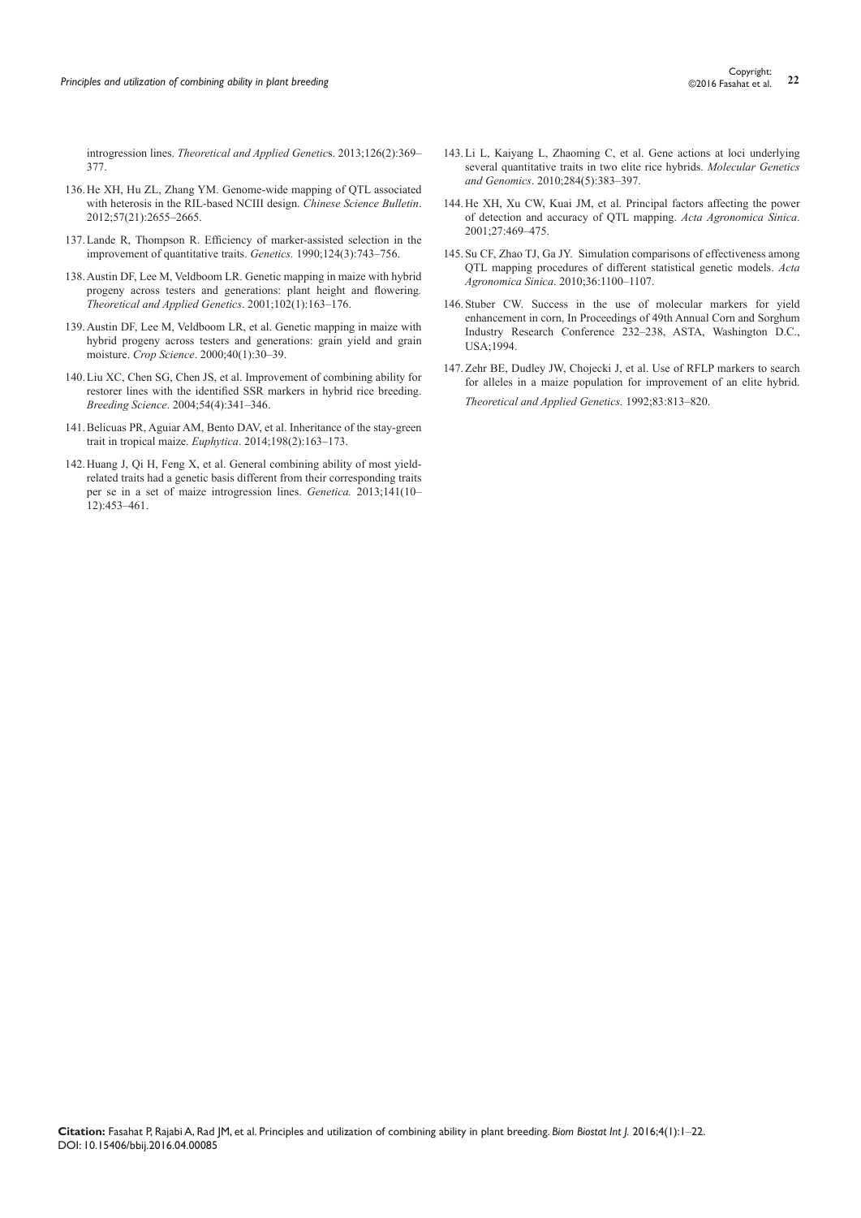introgression lines. *Theoretical and Applied Genetics*. 2013;126(2):369–377.

136. He XH, Hu ZL, Zhang YM. Genome-wide mapping of QTL associated with heterosis in the RIL-based NCIII design. *Chinese Science Bulletin*. 2012;57(21):2655–2665.

137. Lande R, Thompson R. Efficiency of marker-assisted selection in the improvement of quantitative traits. *Genetics.* 1990;124(3):743–756.

138. Austin DF, Lee M, Veldboom LR. Genetic mapping in maize with hybrid progeny across testers and generations: plant height and flowering. *Theoretical and Applied Genetics*. 2001;102(1):163–176.

139. Austin DF, Lee M, Veldboom LR, et al. Genetic mapping in maize with hybrid progeny across testers and generations: grain yield and grain moisture. *Crop Science*. 2000;40(1):30–39.

140. Liu XC, Chen SG, Chen JS, et al. Improvement of combining ability for restorer lines with the identified SSR markers in hybrid rice breeding. *Breeding Science*. 2004;54(4):341–346.

141. Belicuas PR, Aguiar AM, Bento DAV, et al. Inheritance of the stay-green trait in tropical maize. *Euphytica*. 2014;198(2):163–173.

142. Huang J, Qi H, Feng X, et al. General combining ability of most yield-related traits had a genetic basis different from their corresponding traits per se in a set of maize introgression lines. *Genetica.* 2013;141(10–12):453–461.

143. Li L, Kaiyang L, Zhaoming C, et al. Gene actions at loci underlying several quantitative traits in two elite rice hybrids. *Molecular Genetics and Genomics*. 2010;284(5):383–397.

144. He XH, Xu CW, Kuai JM, et al. Principal factors affecting the power of detection and accuracy of QTL mapping. *Acta Agronomica Sinica*. 2001;27:469–475.

145. Su CF, Zhao TJ, Ga JY. Simulation comparisons of effectiveness among QTL mapping procedures of different statistical genetic models. *Acta Agronomica Sinica*. 2010;36:1100–1107.

146. Stuber CW. Success in the use of molecular markers for yield enhancement in corn, In Proceedings of 49th Annual Corn and Sorghum Industry Research Conference 232–238, ASTA, Washington D.C., USA;1994.

147. Zehr BE, Dudley JW, Chojecki J, et al. Use of RFLP markers to search for alleles in a maize population for improvement of an elite hybrid. *Theoretical and Applied Genetics.* 1992;83:813–820.